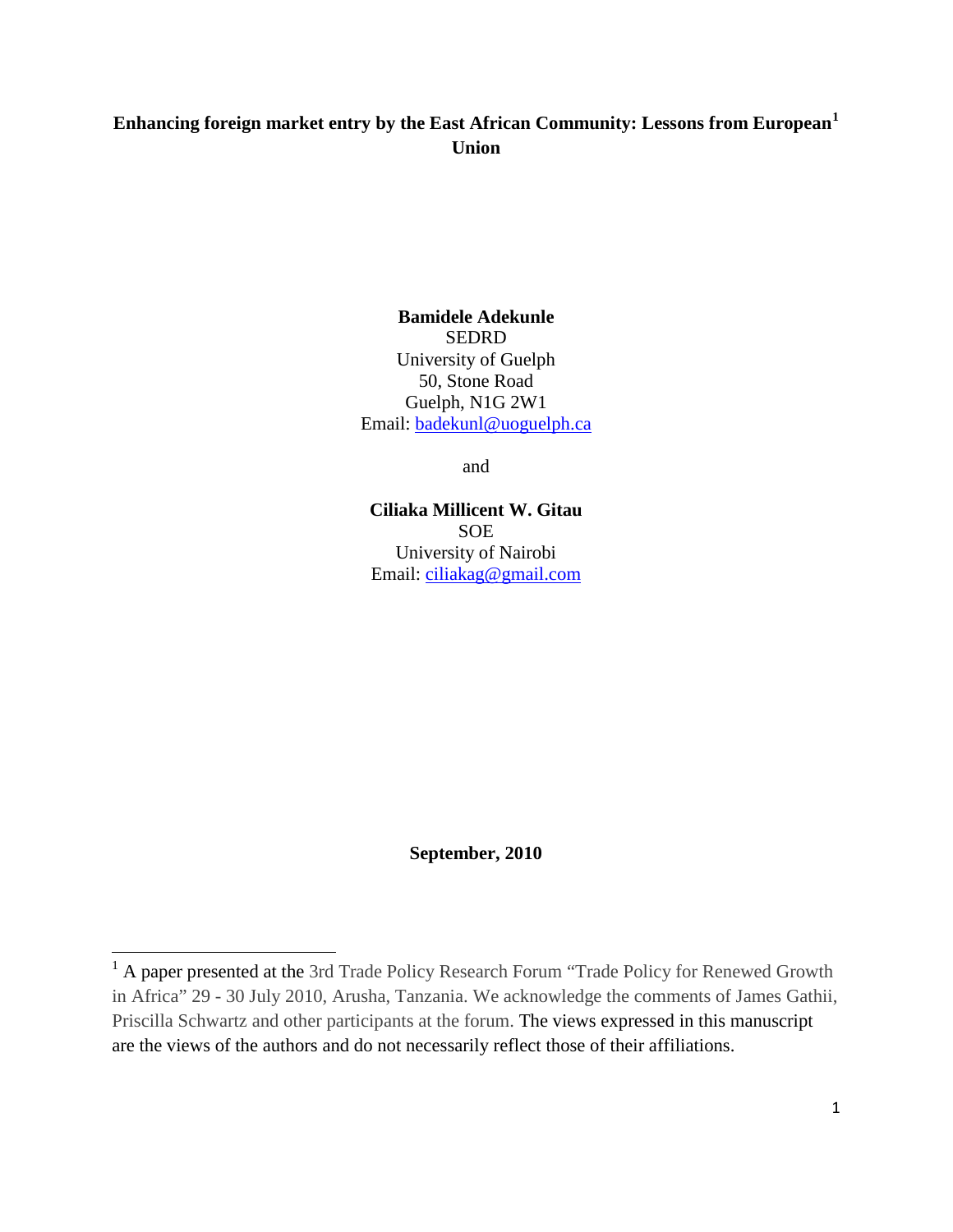# Enhancing foreign market entry by the East African Community: Lessons from European[1] Union

**Bamidele Adekunle**
SEDRD
University of Guelph
50, Stone Road
Guelph, N1G 2W1
Email: badekunl@uoguelph.ca

and

**Ciliaka Millicent W. Gitau**
SOE
University of Nairobi
Email: ciliakag@gmail.com

**September, 2010**

---

[1] A paper presented at the 3rd Trade Policy Research Forum "Trade Policy for Renewed Growth in Africa" 29 - 30 July 2010, Arusha, Tanzania. We acknowledge the comments of James Gathii, Priscilla Schwartz and other participants at the forum. The views expressed in this manuscript are the views of the authors and do not necessarily reflect those of their affiliations.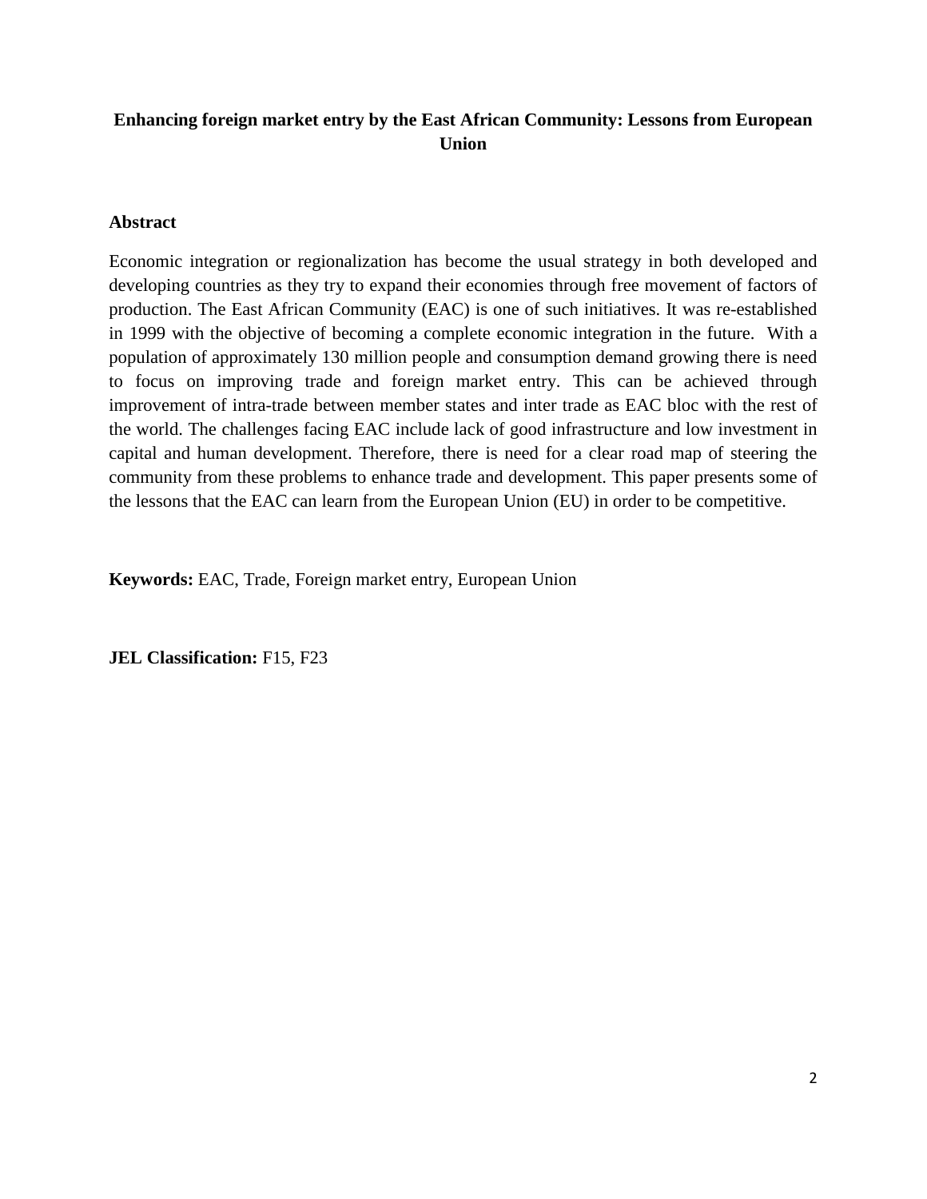# Enhancing foreign market entry by the East African Community: Lessons from European Union

## Abstract

Economic integration or regionalization has become the usual strategy in both developed and developing countries as they try to expand their economies through free movement of factors of production. The East African Community (EAC) is one of such initiatives. It was re-established in 1999 with the objective of becoming a complete economic integration in the future. With a population of approximately 130 million people and consumption demand growing there is need to focus on improving trade and foreign market entry. This can be achieved through improvement of intra-trade between member states and inter trade as EAC bloc with the rest of the world. The challenges facing EAC include lack of good infrastructure and low investment in capital and human development. Therefore, there is need for a clear road map of steering the community from these problems to enhance trade and development. This paper presents some of the lessons that the EAC can learn from the European Union (EU) in order to be competitive.

**Keywords:** EAC, Trade, Foreign market entry, European Union

**JEL Classification:** F15, F23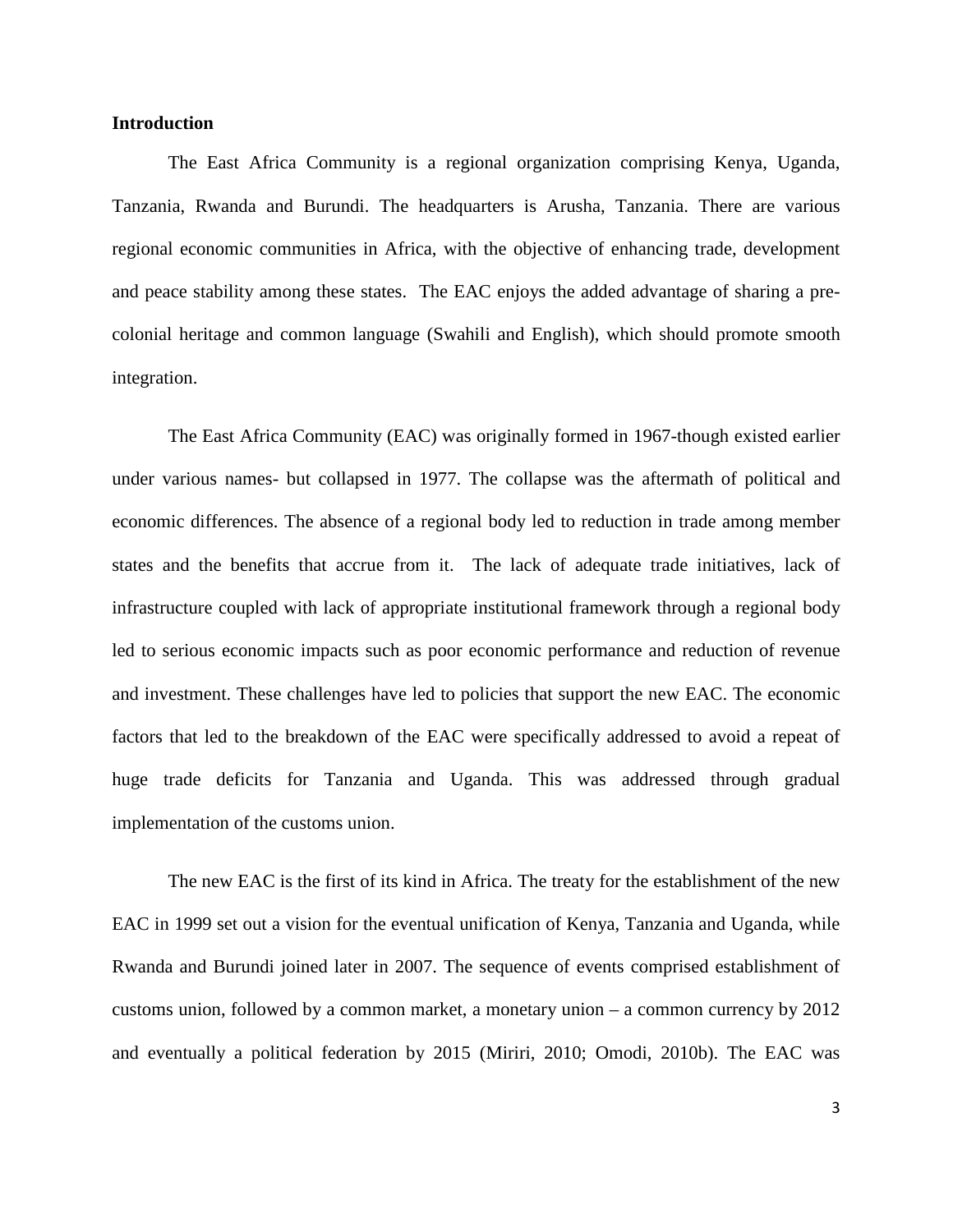## Introduction

The East Africa Community is a regional organization comprising Kenya, Uganda, Tanzania, Rwanda and Burundi. The headquarters is Arusha, Tanzania. There are various regional economic communities in Africa, with the objective of enhancing trade, development and peace stability among these states. The EAC enjoys the added advantage of sharing a pre-colonial heritage and common language (Swahili and English), which should promote smooth integration.

The East Africa Community (EAC) was originally formed in 1967-though existed earlier under various names- but collapsed in 1977. The collapse was the aftermath of political and economic differences. The absence of a regional body led to reduction in trade among member states and the benefits that accrue from it. The lack of adequate trade initiatives, lack of infrastructure coupled with lack of appropriate institutional framework through a regional body led to serious economic impacts such as poor economic performance and reduction of revenue and investment. These challenges have led to policies that support the new EAC. The economic factors that led to the breakdown of the EAC were specifically addressed to avoid a repeat of huge trade deficits for Tanzania and Uganda. This was addressed through gradual implementation of the customs union.

The new EAC is the first of its kind in Africa. The treaty for the establishment of the new EAC in 1999 set out a vision for the eventual unification of Kenya, Tanzania and Uganda, while Rwanda and Burundi joined later in 2007. The sequence of events comprised establishment of customs union, followed by a common market, a monetary union – a common currency by 2012 and eventually a political federation by 2015 (Miriri, 2010; Omodi, 2010b). The EAC was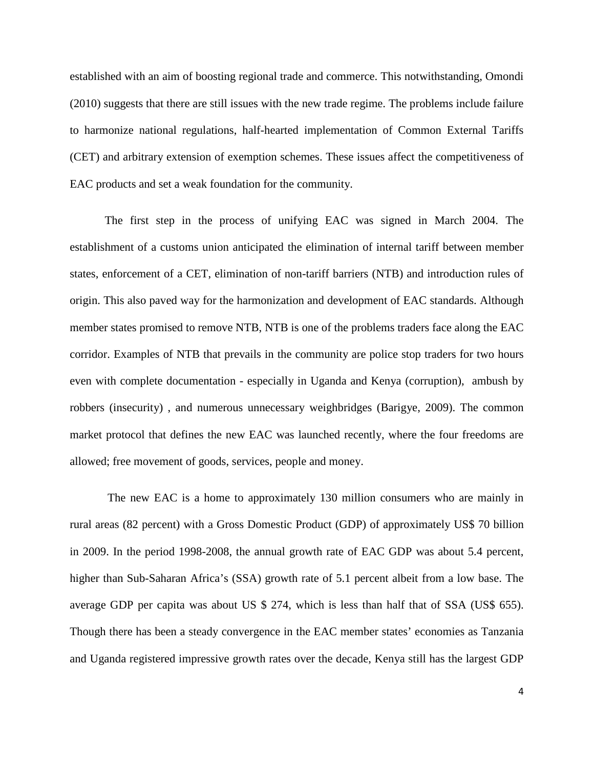established with an aim of boosting regional trade and commerce. This notwithstanding, Omondi (2010) suggests that there are still issues with the new trade regime. The problems include failure to harmonize national regulations, half-hearted implementation of Common External Tariffs (CET) and arbitrary extension of exemption schemes. These issues affect the competitiveness of EAC products and set a weak foundation for the community.

The first step in the process of unifying EAC was signed in March 2004. The establishment of a customs union anticipated the elimination of internal tariff between member states, enforcement of a CET, elimination of non-tariff barriers (NTB) and introduction rules of origin. This also paved way for the harmonization and development of EAC standards. Although member states promised to remove NTB, NTB is one of the problems traders face along the EAC corridor. Examples of NTB that prevails in the community are police stop traders for two hours even with complete documentation - especially in Uganda and Kenya (corruption), ambush by robbers (insecurity) , and numerous unnecessary weighbridges (Barigye, 2009). The common market protocol that defines the new EAC was launched recently, where the four freedoms are allowed; free movement of goods, services, people and money.

The new EAC is a home to approximately 130 million consumers who are mainly in rural areas (82 percent) with a Gross Domestic Product (GDP) of approximately US$ 70 billion in 2009. In the period 1998-2008, the annual growth rate of EAC GDP was about 5.4 percent, higher than Sub-Saharan Africa's (SSA) growth rate of 5.1 percent albeit from a low base. The average GDP per capita was about US $ 274, which is less than half that of SSA (US$ 655). Though there has been a steady convergence in the EAC member states' economies as Tanzania and Uganda registered impressive growth rates over the decade, Kenya still has the largest GDP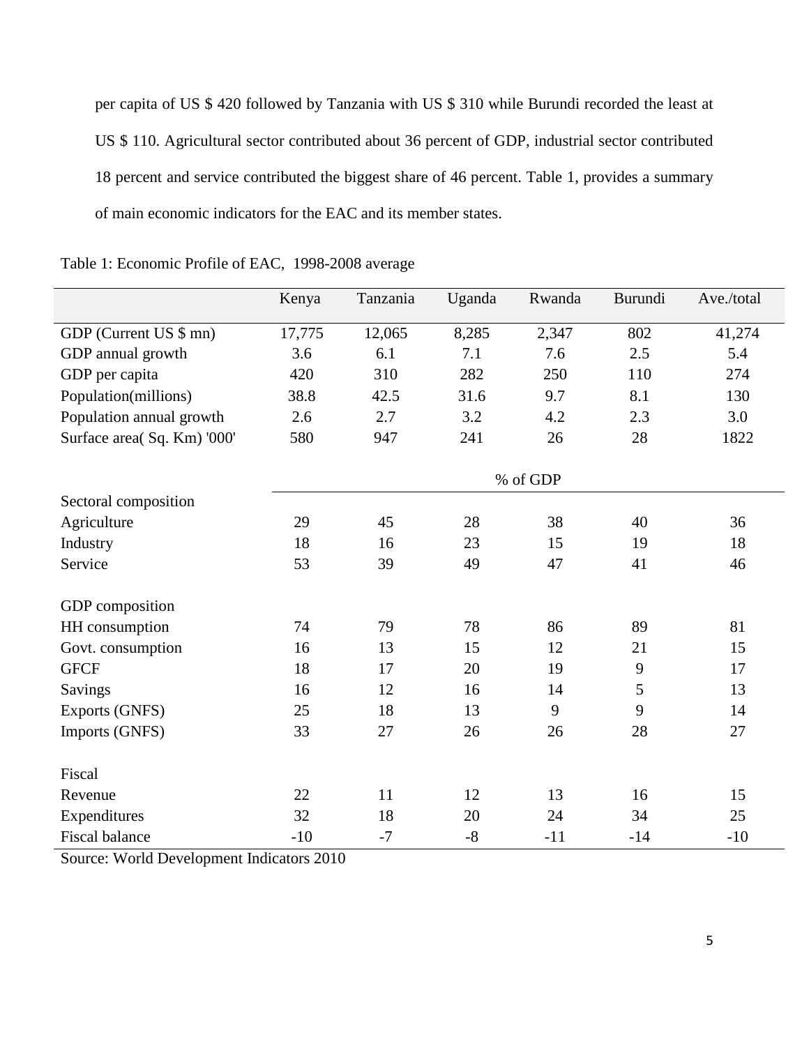per capita of US $ 420 followed by Tanzania with US $ 310 while Burundi recorded the least at US $ 110. Agricultural sector contributed about 36 percent of GDP, industrial sector contributed 18 percent and service contributed the biggest share of 46 percent. Table 1, provides a summary of main economic indicators for the EAC and its member states.

Table 1: Economic Profile of EAC, 1998-2008 average

| | Kenya | Tanzania | Uganda | Rwanda | Burundi | Ave./total |
|---|---|---|---|---|---|---|
| GDP (Current US $ mn) | 17,775 | 12,065 | 8,285 | 2,347 | 802 | 41,274 |
| GDP annual growth | 3.6 | 6.1 | 7.1 | 7.6 | 2.5 | 5.4 |
| GDP per capita | 420 | 310 | 282 | 250 | 110 | 274 |
| Population(millions) | 38.8 | 42.5 | 31.6 | 9.7 | 8.1 | 130 |
| Population annual growth | 2.6 | 2.7 | 3.2 | 4.2 | 2.3 | 3.0 |
| Surface area( Sq. Km) '000' | 580 | 947 | 241 | 26 | 28 | 1822 |
| | % of GDP | | | | | |
| Sectoral composition | | | | | | |
| Agriculture | 29 | 45 | 28 | 38 | 40 | 36 |
| Industry | 18 | 16 | 23 | 15 | 19 | 18 |
| Service | 53 | 39 | 49 | 47 | 41 | 46 |
| GDP composition | | | | | | |
| HH consumption | 74 | 79 | 78 | 86 | 89 | 81 |
| Govt. consumption | 16 | 13 | 15 | 12 | 21 | 15 |
| GFCF | 18 | 17 | 20 | 19 | 9 | 17 |
| Savings | 16 | 12 | 16 | 14 | 5 | 13 |
| Exports (GNFS) | 25 | 18 | 13 | 9 | 9 | 14 |
| Imports (GNFS) | 33 | 27 | 26 | 26 | 28 | 27 |
| Fiscal | | | | | | |
| Revenue | 22 | 11 | 12 | 13 | 16 | 15 |
| Expenditures | 32 | 18 | 20 | 24 | 34 | 25 |
| Fiscal balance | -10 | -7 | -8 | -11 | -14 | -10 |

Source: World Development Indicators 2010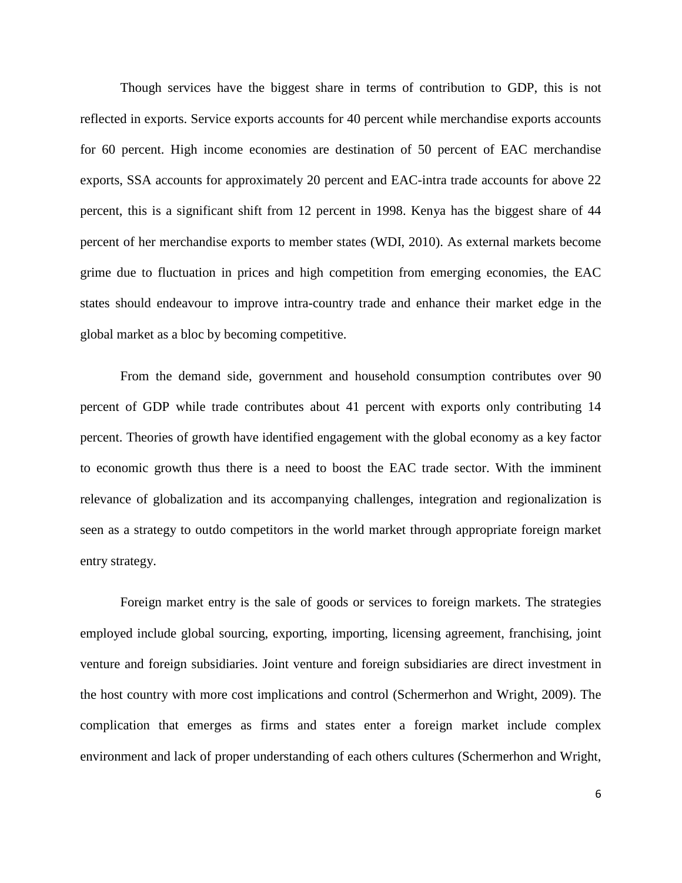Though services have the biggest share in terms of contribution to GDP, this is not reflected in exports. Service exports accounts for 40 percent while merchandise exports accounts for 60 percent. High income economies are destination of 50 percent of EAC merchandise exports, SSA accounts for approximately 20 percent and EAC-intra trade accounts for above 22 percent, this is a significant shift from 12 percent in 1998. Kenya has the biggest share of 44 percent of her merchandise exports to member states (WDI, 2010). As external markets become grime due to fluctuation in prices and high competition from emerging economies, the EAC states should endeavour to improve intra-country trade and enhance their market edge in the global market as a bloc by becoming competitive.

From the demand side, government and household consumption contributes over 90 percent of GDP while trade contributes about 41 percent with exports only contributing 14 percent. Theories of growth have identified engagement with the global economy as a key factor to economic growth thus there is a need to boost the EAC trade sector. With the imminent relevance of globalization and its accompanying challenges, integration and regionalization is seen as a strategy to outdo competitors in the world market through appropriate foreign market entry strategy.

Foreign market entry is the sale of goods or services to foreign markets. The strategies employed include global sourcing, exporting, importing, licensing agreement, franchising, joint venture and foreign subsidiaries. Joint venture and foreign subsidiaries are direct investment in the host country with more cost implications and control (Schermerhon and Wright, 2009). The complication that emerges as firms and states enter a foreign market include complex environment and lack of proper understanding of each others cultures (Schermerhon and Wright,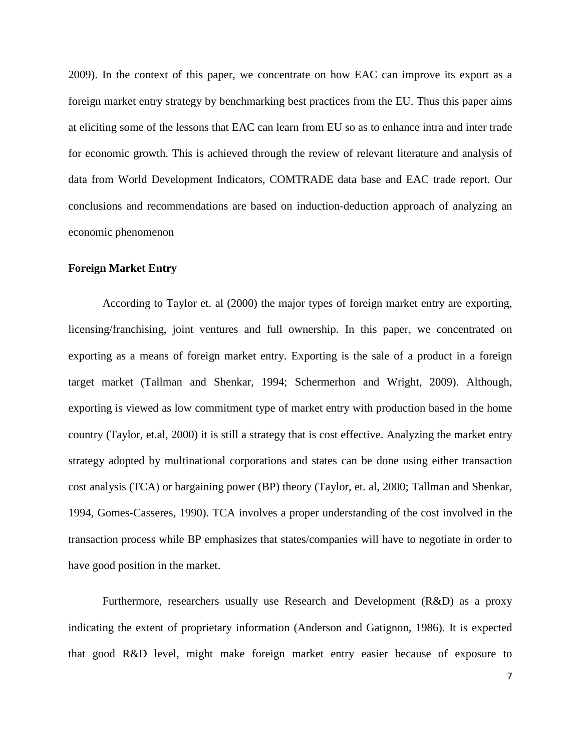2009). In the context of this paper, we concentrate on how EAC can improve its export as a foreign market entry strategy by benchmarking best practices from the EU. Thus this paper aims at eliciting some of the lessons that EAC can learn from EU so as to enhance intra and inter trade for economic growth. This is achieved through the review of relevant literature and analysis of data from World Development Indicators, COMTRADE data base and EAC trade report. Our conclusions and recommendations are based on induction-deduction approach of analyzing an economic phenomenon

**Foreign Market Entry**

According to Taylor et. al (2000) the major types of foreign market entry are exporting, licensing/franchising, joint ventures and full ownership. In this paper, we concentrated on exporting as a means of foreign market entry. Exporting is the sale of a product in a foreign target market (Tallman and Shenkar, 1994; Schermerhon and Wright, 2009). Although, exporting is viewed as low commitment type of market entry with production based in the home country (Taylor, et.al, 2000) it is still a strategy that is cost effective. Analyzing the market entry strategy adopted by multinational corporations and states can be done using either transaction cost analysis (TCA) or bargaining power (BP) theory (Taylor, et. al, 2000; Tallman and Shenkar, 1994, Gomes-Casseres, 1990). TCA involves a proper understanding of the cost involved in the transaction process while BP emphasizes that states/companies will have to negotiate in order to have good position in the market.

Furthermore, researchers usually use Research and Development (R&D) as a proxy indicating the extent of proprietary information (Anderson and Gatignon, 1986). It is expected that good R&D level, might make foreign market entry easier because of exposure to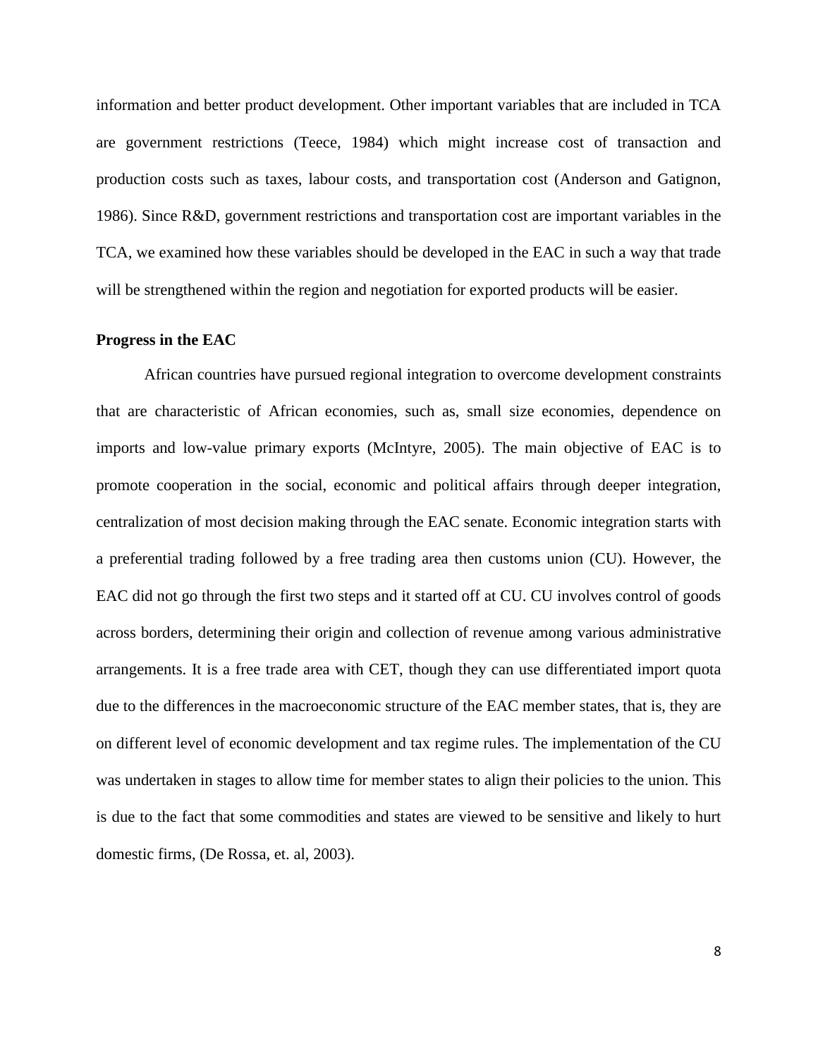information and better product development. Other important variables that are included in TCA are government restrictions (Teece, 1984) which might increase cost of transaction and production costs such as taxes, labour costs, and transportation cost (Anderson and Gatignon, 1986). Since R&D, government restrictions and transportation cost are important variables in the TCA, we examined how these variables should be developed in the EAC in such a way that trade will be strengthened within the region and negotiation for exported products will be easier.

**Progress in the EAC**

African countries have pursued regional integration to overcome development constraints that are characteristic of African economies, such as, small size economies, dependence on imports and low-value primary exports (McIntyre, 2005). The main objective of EAC is to promote cooperation in the social, economic and political affairs through deeper integration, centralization of most decision making through the EAC senate. Economic integration starts with a preferential trading followed by a free trading area then customs union (CU). However, the EAC did not go through the first two steps and it started off at CU. CU involves control of goods across borders, determining their origin and collection of revenue among various administrative arrangements. It is a free trade area with CET, though they can use differentiated import quota due to the differences in the macroeconomic structure of the EAC member states, that is, they are on different level of economic development and tax regime rules. The implementation of the CU was undertaken in stages to allow time for member states to align their policies to the union. This is due to the fact that some commodities and states are viewed to be sensitive and likely to hurt domestic firms, (De Rossa, et. al, 2003).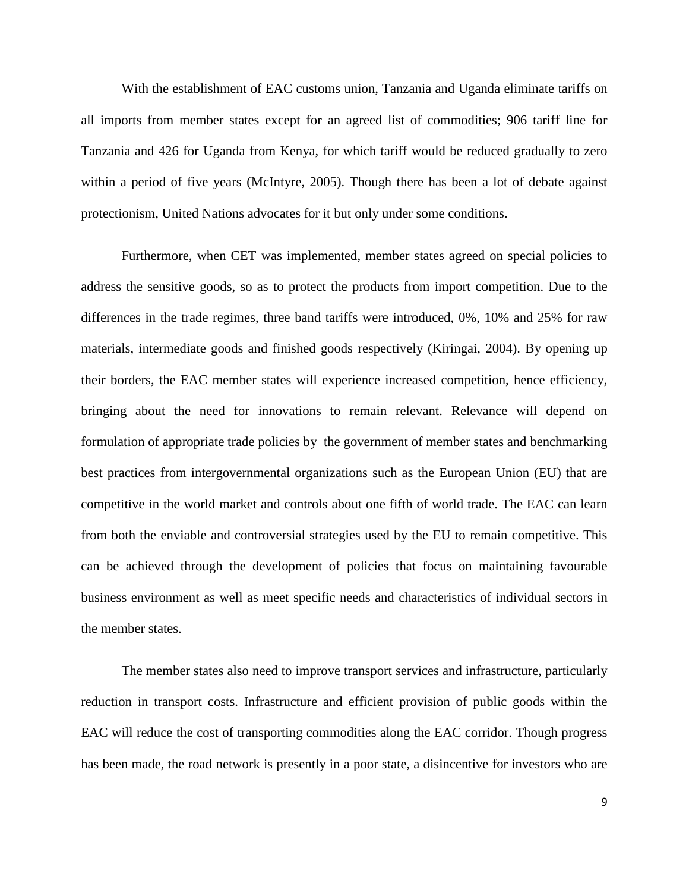With the establishment of EAC customs union, Tanzania and Uganda eliminate tariffs on all imports from member states except for an agreed list of commodities; 906 tariff line for Tanzania and 426 for Uganda from Kenya, for which tariff would be reduced gradually to zero within a period of five years (McIntyre, 2005). Though there has been a lot of debate against protectionism, United Nations advocates for it but only under some conditions.

Furthermore, when CET was implemented, member states agreed on special policies to address the sensitive goods, so as to protect the products from import competition. Due to the differences in the trade regimes, three band tariffs were introduced, 0%, 10% and 25% for raw materials, intermediate goods and finished goods respectively (Kiringai, 2004). By opening up their borders, the EAC member states will experience increased competition, hence efficiency, bringing about the need for innovations to remain relevant. Relevance will depend on formulation of appropriate trade policies by the government of member states and benchmarking best practices from intergovernmental organizations such as the European Union (EU) that are competitive in the world market and controls about one fifth of world trade. The EAC can learn from both the enviable and controversial strategies used by the EU to remain competitive. This can be achieved through the development of policies that focus on maintaining favourable business environment as well as meet specific needs and characteristics of individual sectors in the member states.

The member states also need to improve transport services and infrastructure, particularly reduction in transport costs. Infrastructure and efficient provision of public goods within the EAC will reduce the cost of transporting commodities along the EAC corridor. Though progress has been made, the road network is presently in a poor state, a disincentive for investors who are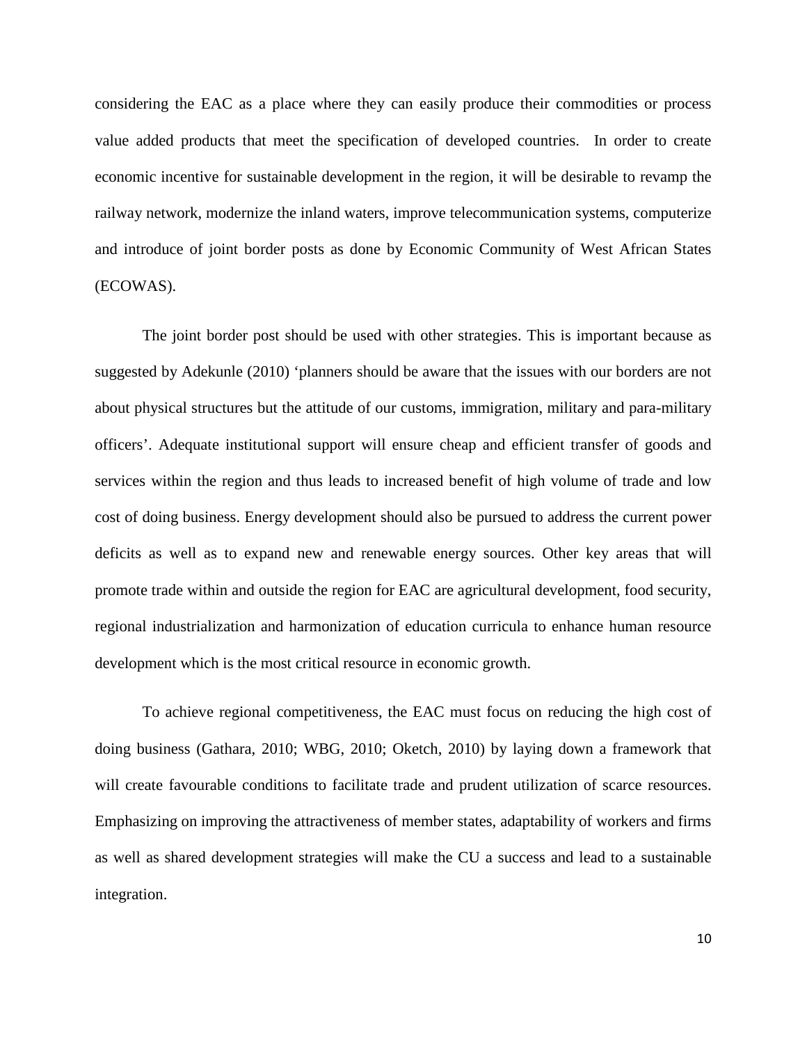considering the EAC as a place where they can easily produce their commodities or process value added products that meet the specification of developed countries. In order to create economic incentive for sustainable development in the region, it will be desirable to revamp the railway network, modernize the inland waters, improve telecommunication systems, computerize and introduce of joint border posts as done by Economic Community of West African States (ECOWAS).

The joint border post should be used with other strategies. This is important because as suggested by Adekunle (2010) 'planners should be aware that the issues with our borders are not about physical structures but the attitude of our customs, immigration, military and para-military officers'. Adequate institutional support will ensure cheap and efficient transfer of goods and services within the region and thus leads to increased benefit of high volume of trade and low cost of doing business. Energy development should also be pursued to address the current power deficits as well as to expand new and renewable energy sources. Other key areas that will promote trade within and outside the region for EAC are agricultural development, food security, regional industrialization and harmonization of education curricula to enhance human resource development which is the most critical resource in economic growth.

To achieve regional competitiveness, the EAC must focus on reducing the high cost of doing business (Gathara, 2010; WBG, 2010; Oketch, 2010) by laying down a framework that will create favourable conditions to facilitate trade and prudent utilization of scarce resources. Emphasizing on improving the attractiveness of member states, adaptability of workers and firms as well as shared development strategies will make the CU a success and lead to a sustainable integration.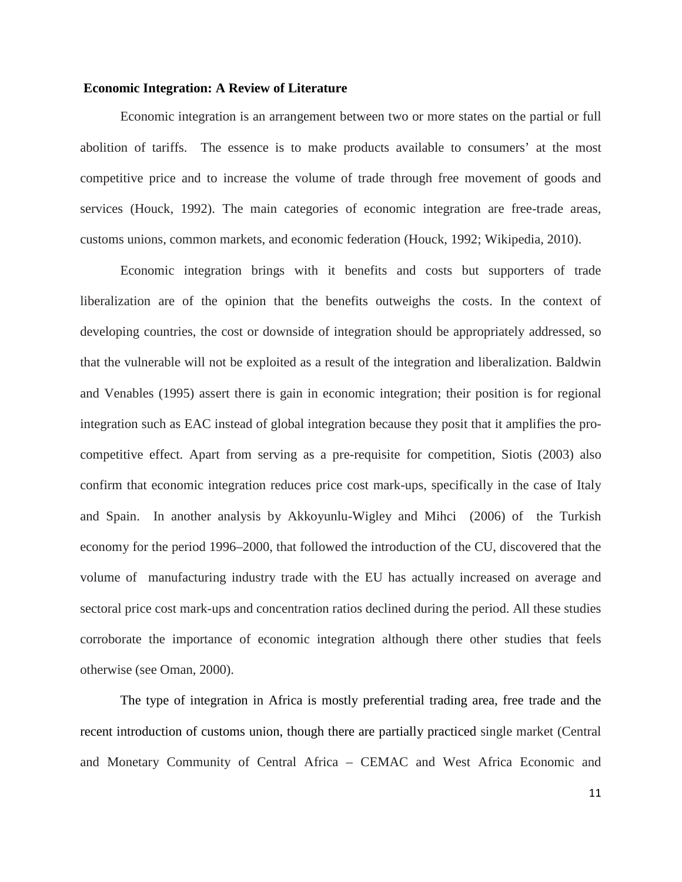**Economic Integration: A Review of Literature**

Economic integration is an arrangement between two or more states on the partial or full abolition of tariffs. The essence is to make products available to consumers' at the most competitive price and to increase the volume of trade through free movement of goods and services (Houck, 1992). The main categories of economic integration are free-trade areas, customs unions, common markets, and economic federation (Houck, 1992; Wikipedia, 2010).

Economic integration brings with it benefits and costs but supporters of trade liberalization are of the opinion that the benefits outweighs the costs. In the context of developing countries, the cost or downside of integration should be appropriately addressed, so that the vulnerable will not be exploited as a result of the integration and liberalization. Baldwin and Venables (1995) assert there is gain in economic integration; their position is for regional integration such as EAC instead of global integration because they posit that it amplifies the pro-competitive effect. Apart from serving as a pre-requisite for competition, Siotis (2003) also confirm that economic integration reduces price cost mark-ups, specifically in the case of Italy and Spain. In another analysis by Akkoyunlu-Wigley and Mihci (2006) of the Turkish economy for the period 1996–2000, that followed the introduction of the CU, discovered that the volume of manufacturing industry trade with the EU has actually increased on average and sectoral price cost mark-ups and concentration ratios declined during the period. All these studies corroborate the importance of economic integration although there other studies that feels otherwise (see Oman, 2000).

The type of integration in Africa is mostly preferential trading area, free trade and the recent introduction of customs union, though there are partially practiced single market (Central and Monetary Community of Central Africa – CEMAC and West Africa Economic and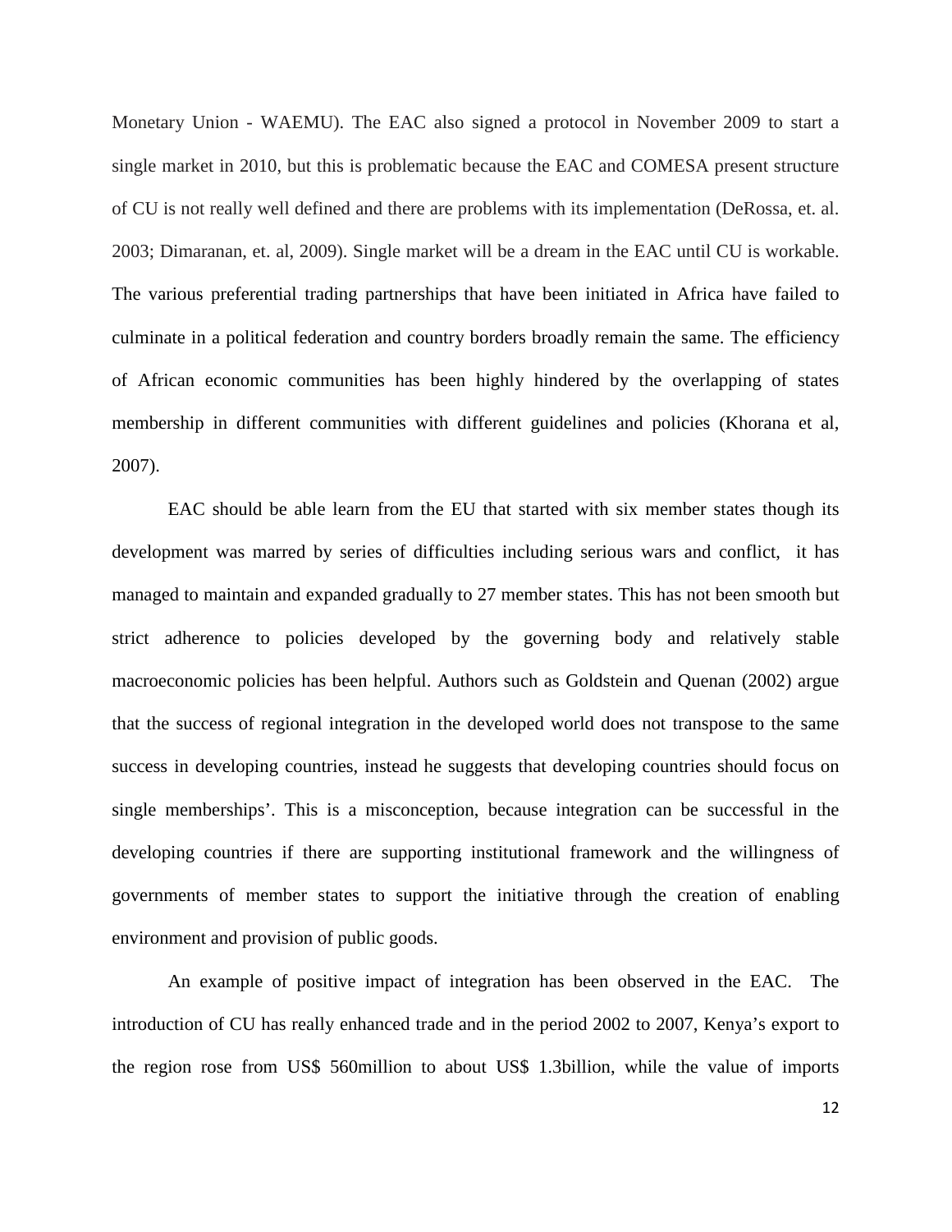Monetary Union - WAEMU). The EAC also signed a protocol in November 2009 to start a single market in 2010, but this is problematic because the EAC and COMESA present structure of CU is not really well defined and there are problems with its implementation (DeRossa, et. al. 2003; Dimaranan, et. al, 2009). Single market will be a dream in the EAC until CU is workable. The various preferential trading partnerships that have been initiated in Africa have failed to culminate in a political federation and country borders broadly remain the same. The efficiency of African economic communities has been highly hindered by the overlapping of states membership in different communities with different guidelines and policies (Khorana et al, 2007).

EAC should be able learn from the EU that started with six member states though its development was marred by series of difficulties including serious wars and conflict, it has managed to maintain and expanded gradually to 27 member states. This has not been smooth but strict adherence to policies developed by the governing body and relatively stable macroeconomic policies has been helpful. Authors such as Goldstein and Quenan (2002) argue that the success of regional integration in the developed world does not transpose to the same success in developing countries, instead he suggests that developing countries should focus on single memberships'. This is a misconception, because integration can be successful in the developing countries if there are supporting institutional framework and the willingness of governments of member states to support the initiative through the creation of enabling environment and provision of public goods.

An example of positive impact of integration has been observed in the EAC. The introduction of CU has really enhanced trade and in the period 2002 to 2007, Kenya's export to the region rose from US$ 560million to about US$ 1.3billion, while the value of imports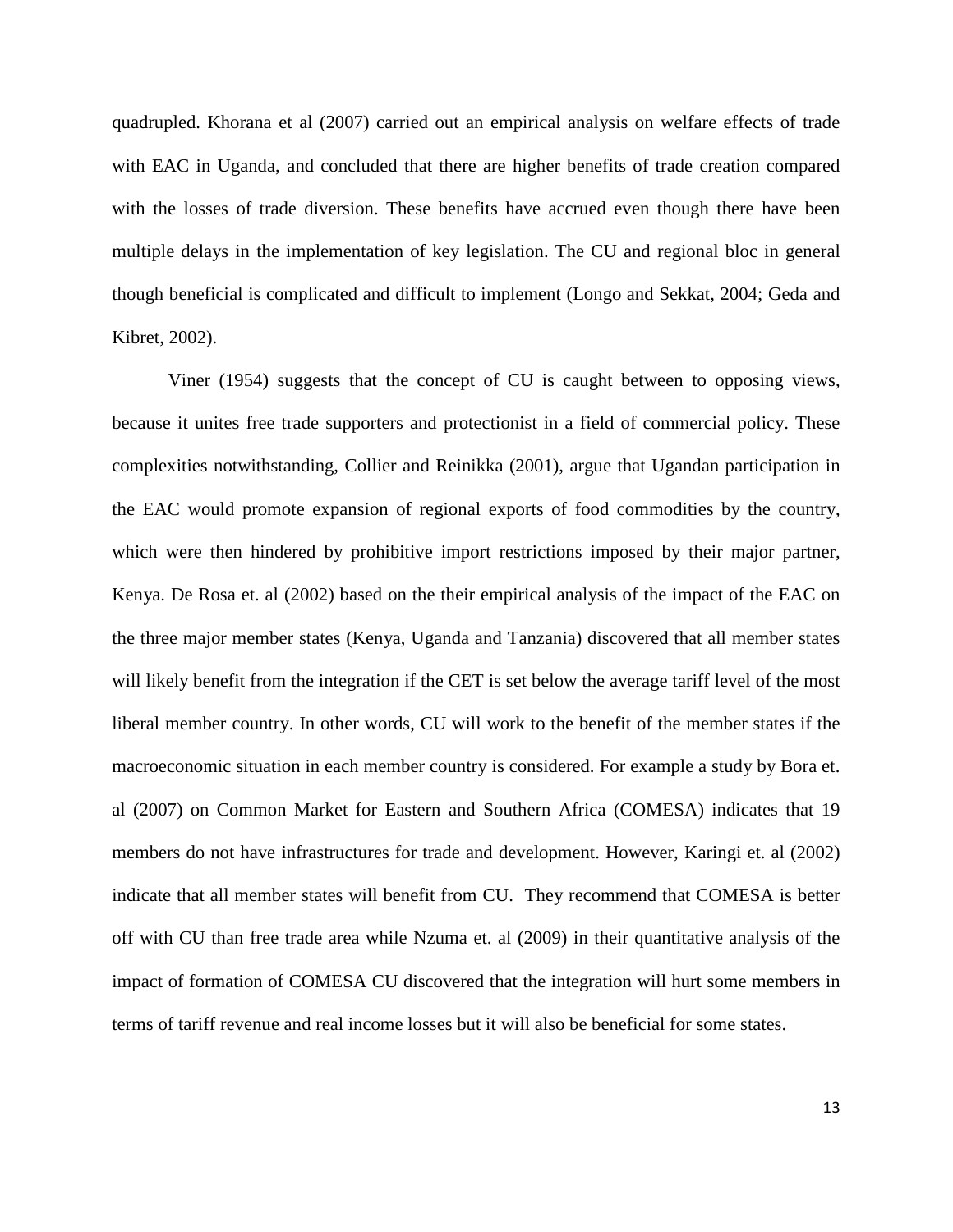quadrupled. Khorana et al (2007) carried out an empirical analysis on welfare effects of trade with EAC in Uganda, and concluded that there are higher benefits of trade creation compared with the losses of trade diversion. These benefits have accrued even though there have been multiple delays in the implementation of key legislation. The CU and regional bloc in general though beneficial is complicated and difficult to implement (Longo and Sekkat, 2004; Geda and Kibret, 2002).

Viner (1954) suggests that the concept of CU is caught between to opposing views, because it unites free trade supporters and protectionist in a field of commercial policy. These complexities notwithstanding, Collier and Reinikka (2001), argue that Ugandan participation in the EAC would promote expansion of regional exports of food commodities by the country, which were then hindered by prohibitive import restrictions imposed by their major partner, Kenya. De Rosa et. al (2002) based on the their empirical analysis of the impact of the EAC on the three major member states (Kenya, Uganda and Tanzania) discovered that all member states will likely benefit from the integration if the CET is set below the average tariff level of the most liberal member country. In other words, CU will work to the benefit of the member states if the macroeconomic situation in each member country is considered. For example a study by Bora et. al (2007) on Common Market for Eastern and Southern Africa (COMESA) indicates that 19 members do not have infrastructures for trade and development. However, Karingi et. al (2002) indicate that all member states will benefit from CU. They recommend that COMESA is better off with CU than free trade area while Nzuma et. al (2009) in their quantitative analysis of the impact of formation of COMESA CU discovered that the integration will hurt some members in terms of tariff revenue and real income losses but it will also be beneficial for some states.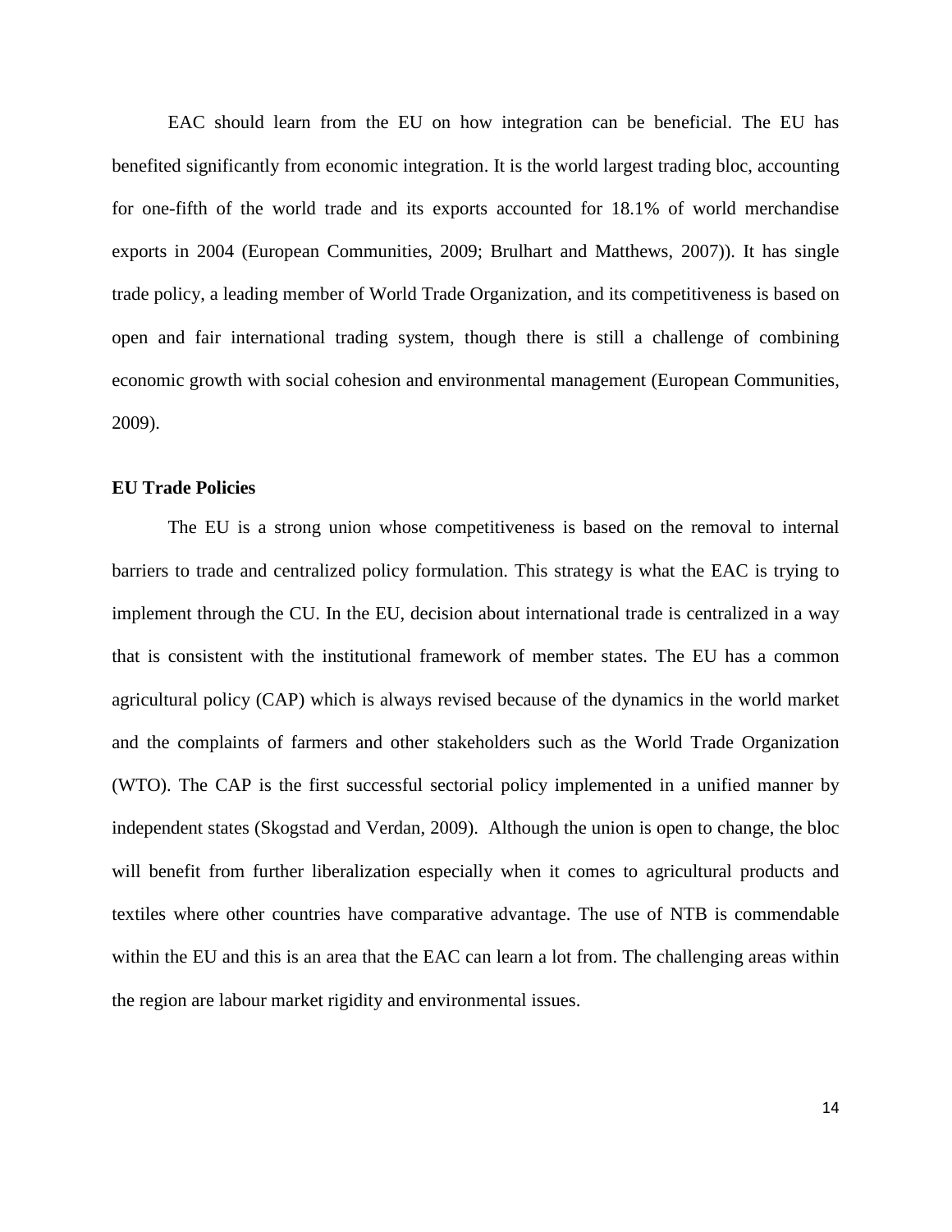EAC should learn from the EU on how integration can be beneficial. The EU has benefited significantly from economic integration. It is the world largest trading bloc, accounting for one-fifth of the world trade and its exports accounted for 18.1% of world merchandise exports in 2004 (European Communities, 2009; Brulhart and Matthews, 2007)). It has single trade policy, a leading member of World Trade Organization, and its competitiveness is based on open and fair international trading system, though there is still a challenge of combining economic growth with social cohesion and environmental management (European Communities, 2009).

**EU Trade Policies**

The EU is a strong union whose competitiveness is based on the removal to internal barriers to trade and centralized policy formulation. This strategy is what the EAC is trying to implement through the CU. In the EU, decision about international trade is centralized in a way that is consistent with the institutional framework of member states. The EU has a common agricultural policy (CAP) which is always revised because of the dynamics in the world market and the complaints of farmers and other stakeholders such as the World Trade Organization (WTO). The CAP is the first successful sectorial policy implemented in a unified manner by independent states (Skogstad and Verdan, 2009). Although the union is open to change, the bloc will benefit from further liberalization especially when it comes to agricultural products and textiles where other countries have comparative advantage. The use of NTB is commendable within the EU and this is an area that the EAC can learn a lot from. The challenging areas within the region are labour market rigidity and environmental issues.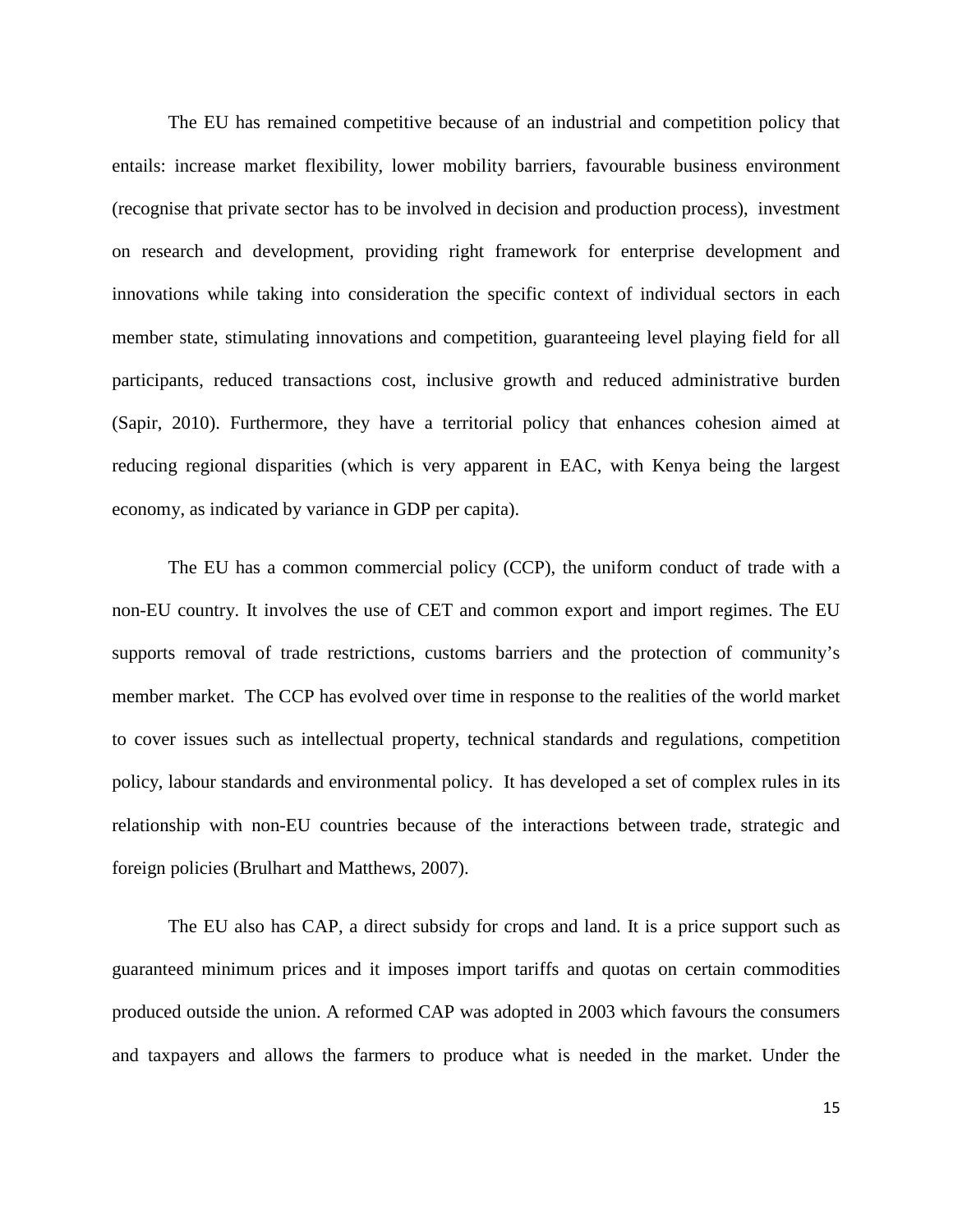The EU has remained competitive because of an industrial and competition policy that entails: increase market flexibility, lower mobility barriers, favourable business environment (recognise that private sector has to be involved in decision and production process), investment on research and development, providing right framework for enterprise development and innovations while taking into consideration the specific context of individual sectors in each member state, stimulating innovations and competition, guaranteeing level playing field for all participants, reduced transactions cost, inclusive growth and reduced administrative burden (Sapir, 2010). Furthermore, they have a territorial policy that enhances cohesion aimed at reducing regional disparities (which is very apparent in EAC, with Kenya being the largest economy, as indicated by variance in GDP per capita).

The EU has a common commercial policy (CCP), the uniform conduct of trade with a non-EU country. It involves the use of CET and common export and import regimes. The EU supports removal of trade restrictions, customs barriers and the protection of community's member market. The CCP has evolved over time in response to the realities of the world market to cover issues such as intellectual property, technical standards and regulations, competition policy, labour standards and environmental policy. It has developed a set of complex rules in its relationship with non-EU countries because of the interactions between trade, strategic and foreign policies (Brulhart and Matthews, 2007).

The EU also has CAP, a direct subsidy for crops and land. It is a price support such as guaranteed minimum prices and it imposes import tariffs and quotas on certain commodities produced outside the union. A reformed CAP was adopted in 2003 which favours the consumers and taxpayers and allows the farmers to produce what is needed in the market. Under the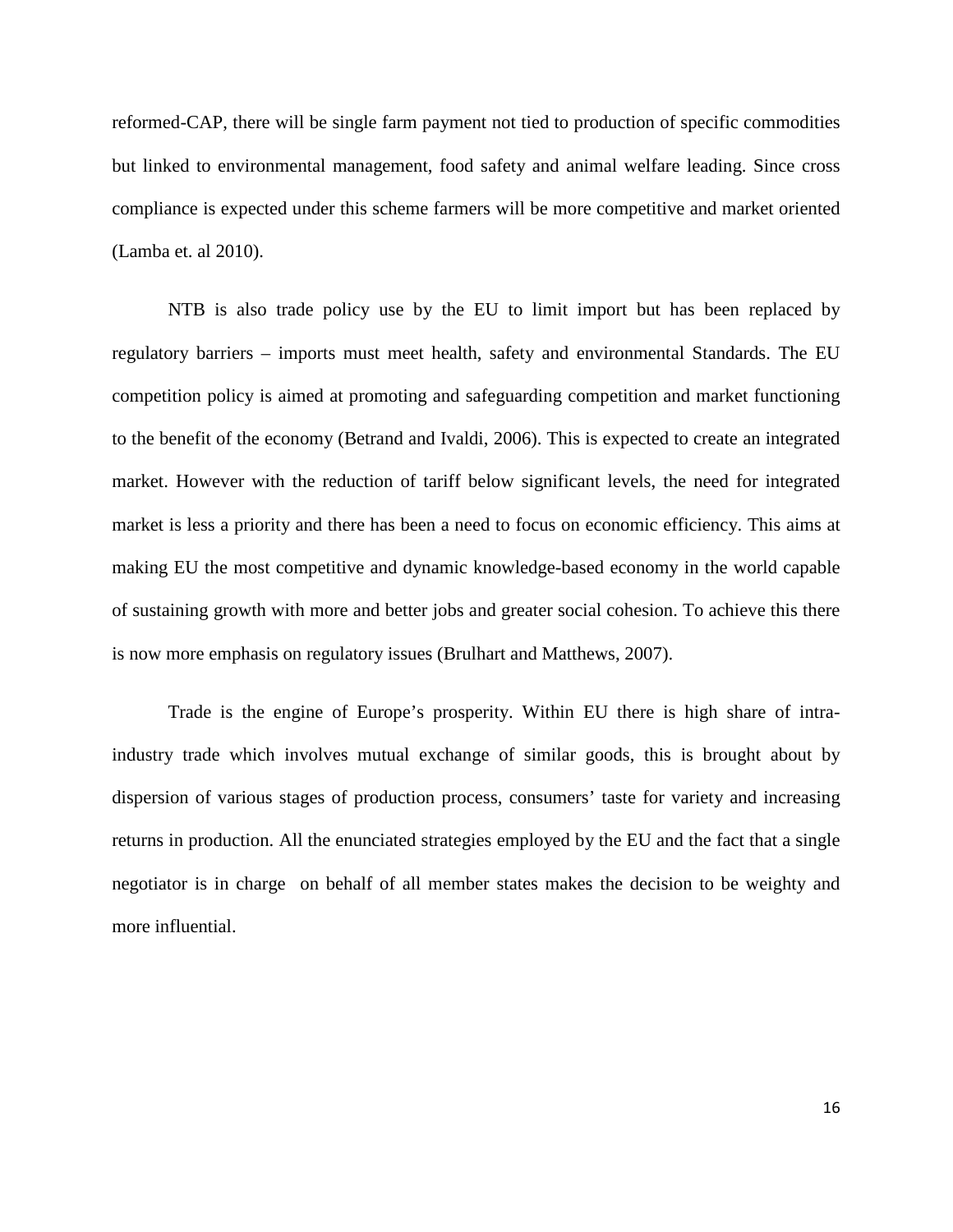reformed-CAP, there will be single farm payment not tied to production of specific commodities but linked to environmental management, food safety and animal welfare leading. Since cross compliance is expected under this scheme farmers will be more competitive and market oriented (Lamba et. al 2010).

NTB is also trade policy use by the EU to limit import but has been replaced by regulatory barriers – imports must meet health, safety and environmental Standards. The EU competition policy is aimed at promoting and safeguarding competition and market functioning to the benefit of the economy (Betrand and Ivaldi, 2006). This is expected to create an integrated market. However with the reduction of tariff below significant levels, the need for integrated market is less a priority and there has been a need to focus on economic efficiency. This aims at making EU the most competitive and dynamic knowledge-based economy in the world capable of sustaining growth with more and better jobs and greater social cohesion. To achieve this there is now more emphasis on regulatory issues (Brulhart and Matthews, 2007).

Trade is the engine of Europe's prosperity. Within EU there is high share of intra-industry trade which involves mutual exchange of similar goods, this is brought about by dispersion of various stages of production process, consumers' taste for variety and increasing returns in production. All the enunciated strategies employed by the EU and the fact that a single negotiator is in charge on behalf of all member states makes the decision to be weighty and more influential.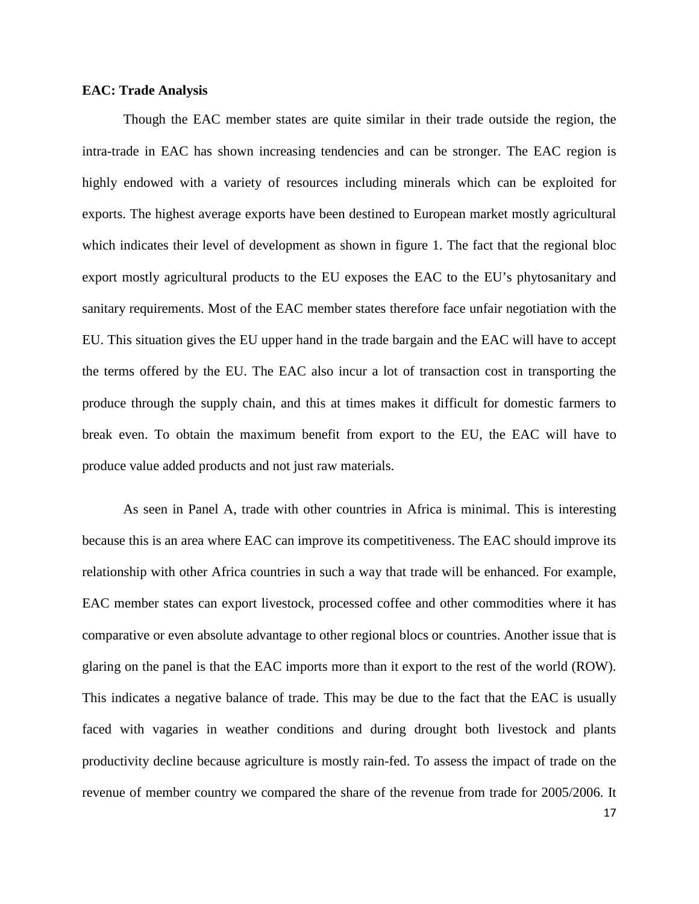**EAC: Trade Analysis**

Though the EAC member states are quite similar in their trade outside the region, the intra-trade in EAC has shown increasing tendencies and can be stronger. The EAC region is highly endowed with a variety of resources including minerals which can be exploited for exports. The highest average exports have been destined to European market mostly agricultural which indicates their level of development as shown in figure 1. The fact that the regional bloc export mostly agricultural products to the EU exposes the EAC to the EU's phytosanitary and sanitary requirements. Most of the EAC member states therefore face unfair negotiation with the EU. This situation gives the EU upper hand in the trade bargain and the EAC will have to accept the terms offered by the EU. The EAC also incur a lot of transaction cost in transporting the produce through the supply chain, and this at times makes it difficult for domestic farmers to break even. To obtain the maximum benefit from export to the EU, the EAC will have to produce value added products and not just raw materials.

As seen in Panel A, trade with other countries in Africa is minimal. This is interesting because this is an area where EAC can improve its competitiveness. The EAC should improve its relationship with other Africa countries in such a way that trade will be enhanced. For example, EAC member states can export livestock, processed coffee and other commodities where it has comparative or even absolute advantage to other regional blocs or countries. Another issue that is glaring on the panel is that the EAC imports more than it export to the rest of the world (ROW). This indicates a negative balance of trade. This may be due to the fact that the EAC is usually faced with vagaries in weather conditions and during drought both livestock and plants productivity decline because agriculture is mostly rain-fed. To assess the impact of trade on the revenue of member country we compared the share of the revenue from trade for 2005/2006. It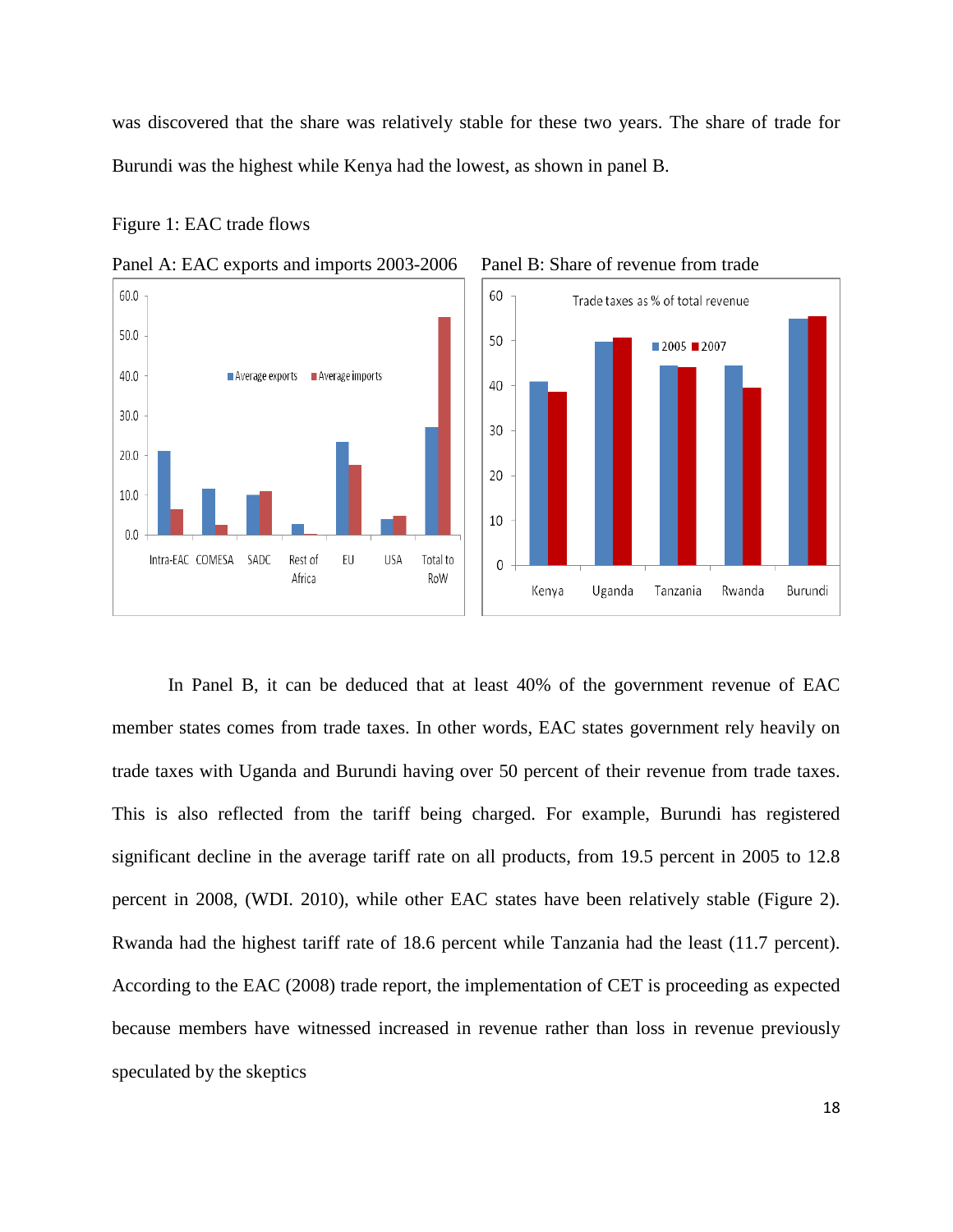was discovered that the share was relatively stable for these two years. The share of trade for Burundi was the highest while Kenya had the lowest, as shown in panel B.

Figure 1: EAC trade flows

Panel A: EAC exports and imports 2003-2006

Panel B: Share of revenue from trade

In Panel B, it can be deduced that at least 40% of the government revenue of EAC member states comes from trade taxes. In other words, EAC states government rely heavily on trade taxes with Uganda and Burundi having over 50 percent of their revenue from trade taxes. This is also reflected from the tariff being charged. For example, Burundi has registered significant decline in the average tariff rate on all products, from 19.5 percent in 2005 to 12.8 percent in 2008, (WDI. 2010), while other EAC states have been relatively stable (Figure 2). Rwanda had the highest tariff rate of 18.6 percent while Tanzania had the least (11.7 percent). According to the EAC (2008) trade report, the implementation of CET is proceeding as expected because members have witnessed increased in revenue rather than loss in revenue previously speculated by the skeptics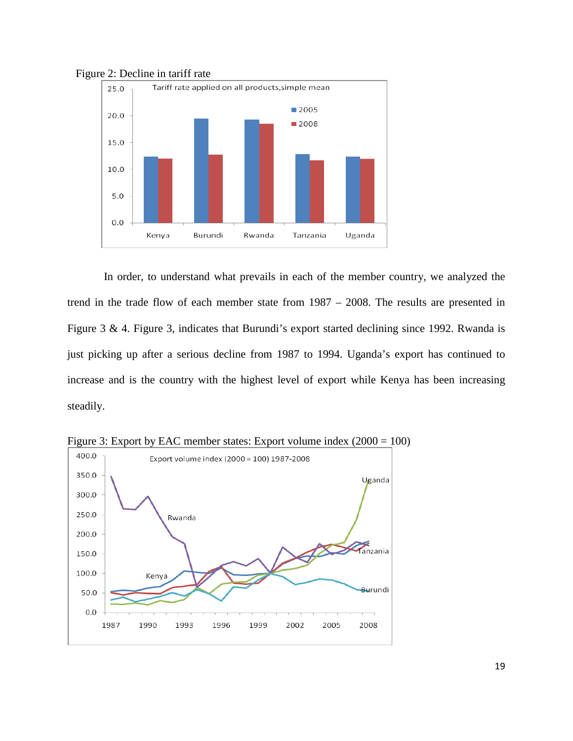Figure 2: Decline in tariff rate

In order, to understand what prevails in each of the member country, we analyzed the trend in the trade flow of each member state from 1987 – 2008. The results are presented in Figure 3 & 4. Figure 3, indicates that Burundi's export started declining since 1992. Rwanda is just picking up after a serious decline from 1987 to 1994. Uganda's export has continued to increase and is the country with the highest level of export while Kenya has been increasing steadily.

Figure 3: Export by EAC member states: Export volume index (2000 = 100)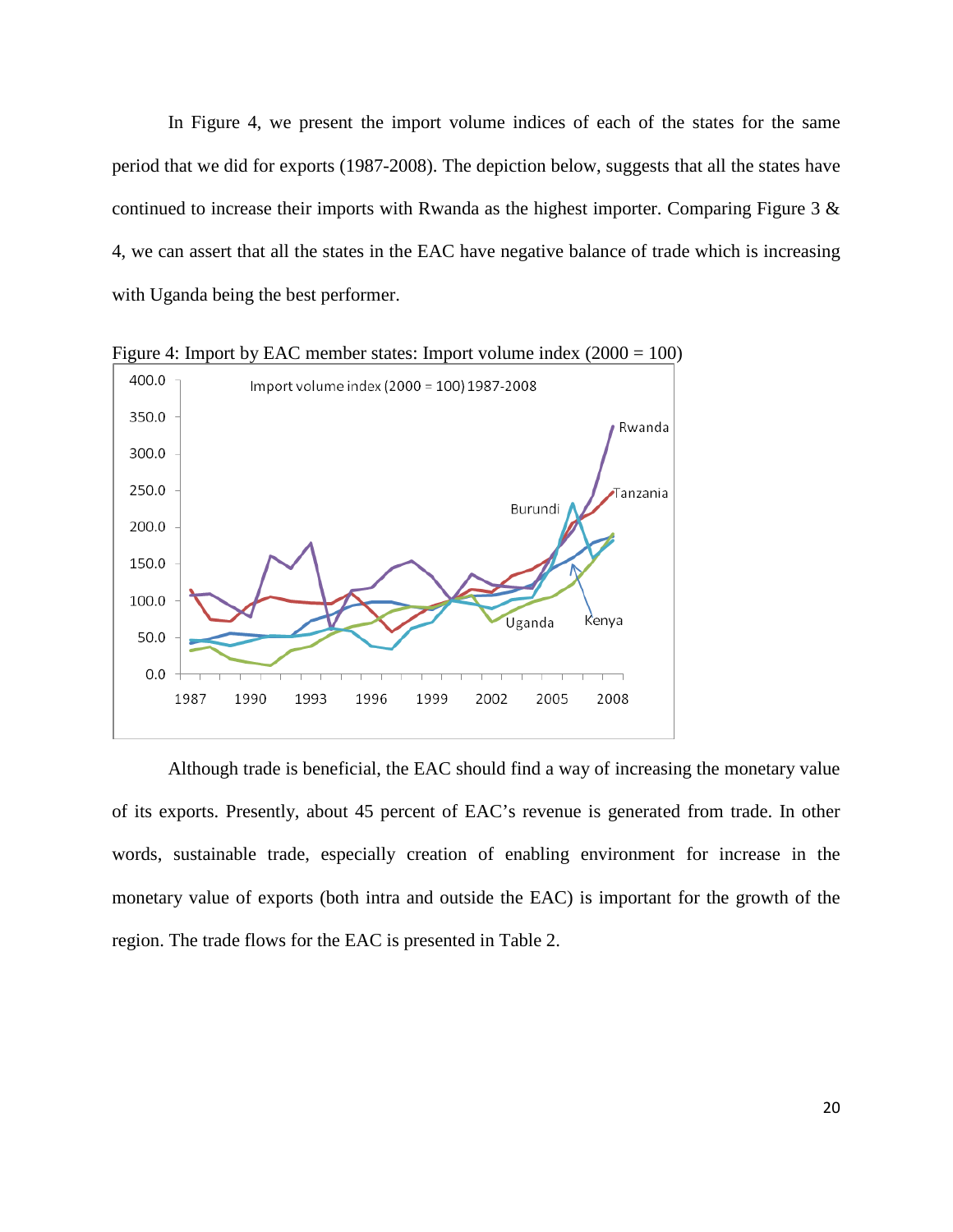In Figure 4, we present the import volume indices of each of the states for the same period that we did for exports (1987-2008). The depiction below, suggests that all the states have continued to increase their imports with Rwanda as the highest importer. Comparing Figure 3 & 4, we can assert that all the states in the EAC have negative balance of trade which is increasing with Uganda being the best performer.

Figure 4: Import by EAC member states: Import volume index (2000 = 100)

Although trade is beneficial, the EAC should find a way of increasing the monetary value of its exports. Presently, about 45 percent of EAC's revenue is generated from trade. In other words, sustainable trade, especially creation of enabling environment for increase in the monetary value of exports (both intra and outside the EAC) is important for the growth of the region. The trade flows for the EAC is presented in Table 2.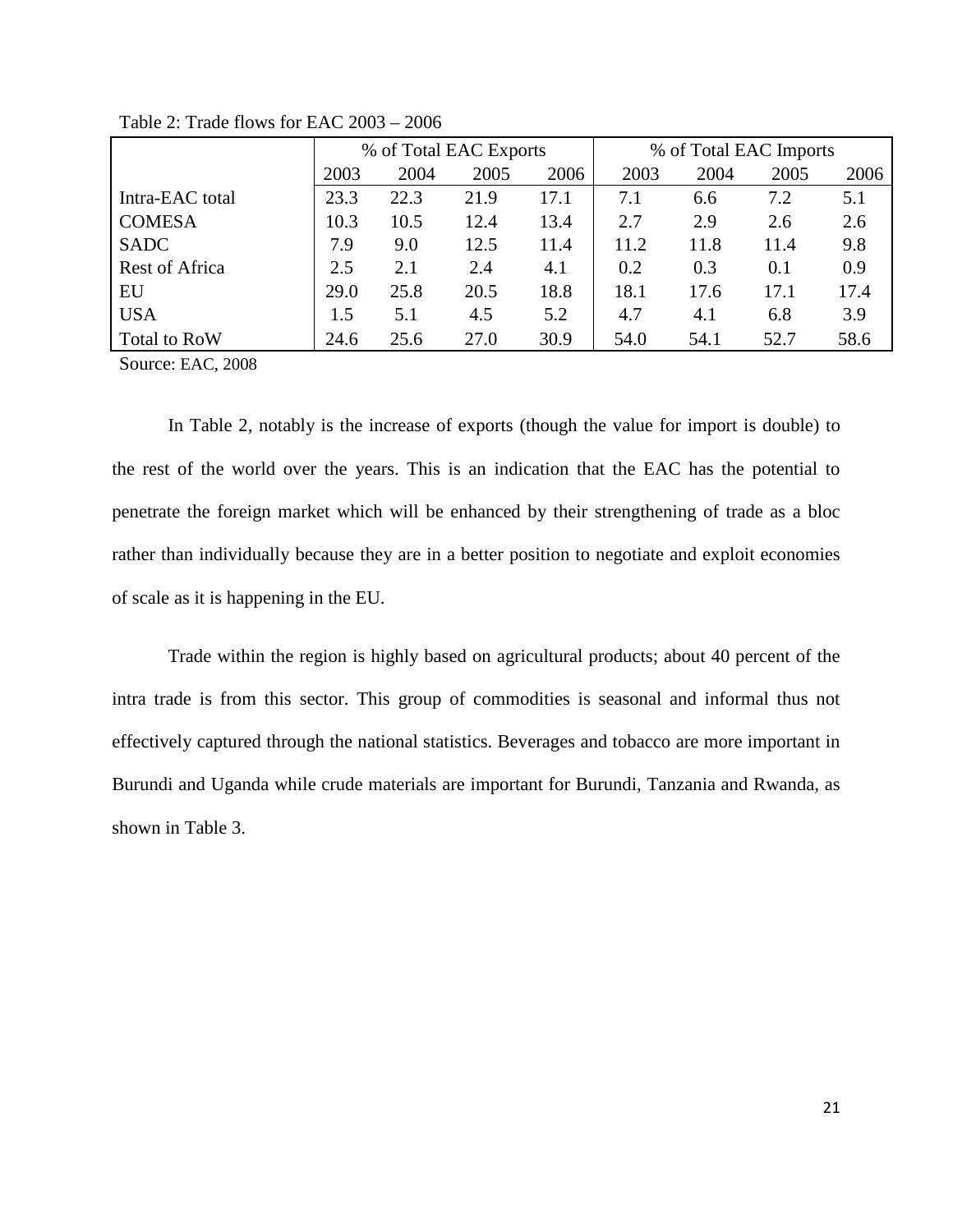Table 2: Trade flows for EAC 2003 – 2006

| | % of Total EAC Exports | | | | % of Total EAC Imports | | | |
|---|---|---|---|---|---|---|---|---|
| | 2003 | 2004 | 2005 | 2006 | 2003 | 2004 | 2005 | 2006 |
| Intra-EAC total | 23.3 | 22.3 | 21.9 | 17.1 | 7.1 | 6.6 | 7.2 | 5.1 |
| COMESA | 10.3 | 10.5 | 12.4 | 13.4 | 2.7 | 2.9 | 2.6 | 2.6 |
| SADC | 7.9 | 9.0 | 12.5 | 11.4 | 11.2 | 11.8 | 11.4 | 9.8 |
| Rest of Africa | 2.5 | 2.1 | 2.4 | 4.1 | 0.2 | 0.3 | 0.1 | 0.9 |
| EU | 29.0 | 25.8 | 20.5 | 18.8 | 18.1 | 17.6 | 17.1 | 17.4 |
| USA | 1.5 | 5.1 | 4.5 | 5.2 | 4.7 | 4.1 | 6.8 | 3.9 |
| Total to RoW | 24.6 | 25.6 | 27.0 | 30.9 | 54.0 | 54.1 | 52.7 | 58.6 |

Source: EAC, 2008

In Table 2, notably is the increase of exports (though the value for import is double) to the rest of the world over the years. This is an indication that the EAC has the potential to penetrate the foreign market which will be enhanced by their strengthening of trade as a bloc rather than individually because they are in a better position to negotiate and exploit economies of scale as it is happening in the EU.

Trade within the region is highly based on agricultural products; about 40 percent of the intra trade is from this sector. This group of commodities is seasonal and informal thus not effectively captured through the national statistics. Beverages and tobacco are more important in Burundi and Uganda while crude materials are important for Burundi, Tanzania and Rwanda, as shown in Table 3.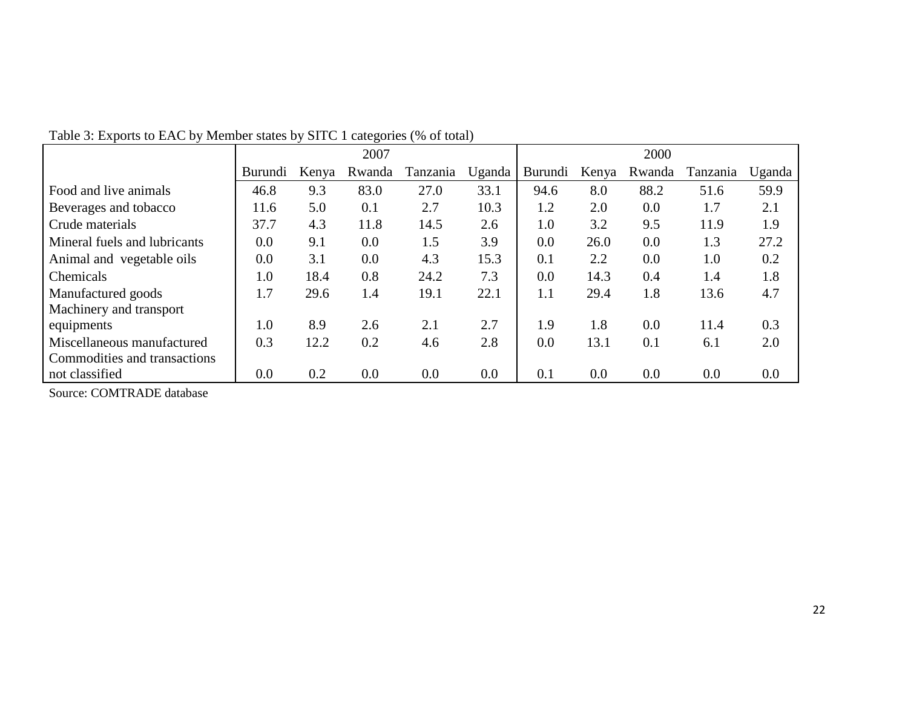Table 3: Exports to EAC by Member states by SITC 1 categories (% of total)

| | 2007 | | | | | 2000 | | | | |
|---|---|---|---|---|---|---|---|---|---|---|
| | Burundi | Kenya | Rwanda | Tanzania | Uganda | Burundi | Kenya | Rwanda | Tanzania | Uganda |
| Food and live animals | 46.8 | 9.3 | 83.0 | 27.0 | 33.1 | 94.6 | 8.0 | 88.2 | 51.6 | 59.9 |
| Beverages and tobacco | 11.6 | 5.0 | 0.1 | 2.7 | 10.3 | 1.2 | 2.0 | 0.0 | 1.7 | 2.1 |
| Crude materials | 37.7 | 4.3 | 11.8 | 14.5 | 2.6 | 1.0 | 3.2 | 9.5 | 11.9 | 1.9 |
| Mineral fuels and lubricants | 0.0 | 9.1 | 0.0 | 1.5 | 3.9 | 0.0 | 26.0 | 0.0 | 1.3 | 27.2 |
| Animal and vegetable oils | 0.0 | 3.1 | 0.0 | 4.3 | 15.3 | 0.1 | 2.2 | 0.0 | 1.0 | 0.2 |
| Chemicals | 1.0 | 18.4 | 0.8 | 24.2 | 7.3 | 0.0 | 14.3 | 0.4 | 1.4 | 1.8 |
| Manufactured goods | 1.7 | 29.6 | 1.4 | 19.1 | 22.1 | 1.1 | 29.4 | 1.8 | 13.6 | 4.7 |
| Machinery and transport equipments | 1.0 | 8.9 | 2.6 | 2.1 | 2.7 | 1.9 | 1.8 | 0.0 | 11.4 | 0.3 |
| Miscellaneous manufactured | 0.3 | 12.2 | 0.2 | 4.6 | 2.8 | 0.0 | 13.1 | 0.1 | 6.1 | 2.0 |
| Commodities and transactions not classified | 0.0 | 0.2 | 0.0 | 0.0 | 0.0 | 0.1 | 0.0 | 0.0 | 0.0 | 0.0 |

Source: COMTRADE database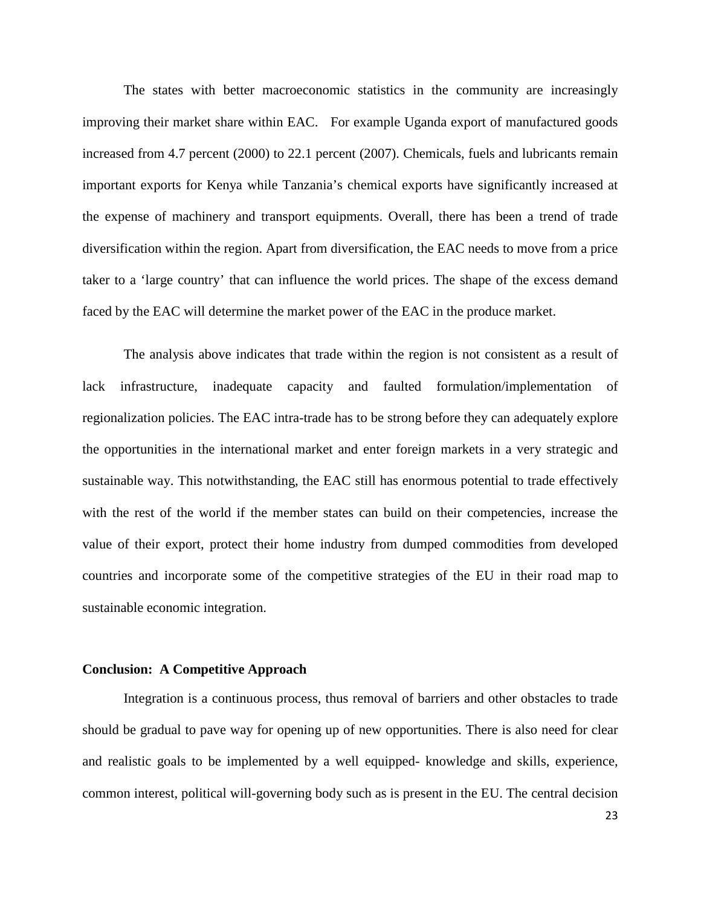The states with better macroeconomic statistics in the community are increasingly improving their market share within EAC. For example Uganda export of manufactured goods increased from 4.7 percent (2000) to 22.1 percent (2007). Chemicals, fuels and lubricants remain important exports for Kenya while Tanzania's chemical exports have significantly increased at the expense of machinery and transport equipments. Overall, there has been a trend of trade diversification within the region. Apart from diversification, the EAC needs to move from a price taker to a 'large country' that can influence the world prices. The shape of the excess demand faced by the EAC will determine the market power of the EAC in the produce market.

The analysis above indicates that trade within the region is not consistent as a result of lack infrastructure, inadequate capacity and faulted formulation/implementation of regionalization policies. The EAC intra-trade has to be strong before they can adequately explore the opportunities in the international market and enter foreign markets in a very strategic and sustainable way. This notwithstanding, the EAC still has enormous potential to trade effectively with the rest of the world if the member states can build on their competencies, increase the value of their export, protect their home industry from dumped commodities from developed countries and incorporate some of the competitive strategies of the EU in their road map to sustainable economic integration.

**Conclusion: A Competitive Approach**

Integration is a continuous process, thus removal of barriers and other obstacles to trade should be gradual to pave way for opening up of new opportunities. There is also need for clear and realistic goals to be implemented by a well equipped- knowledge and skills, experience, common interest, political will-governing body such as is present in the EU. The central decision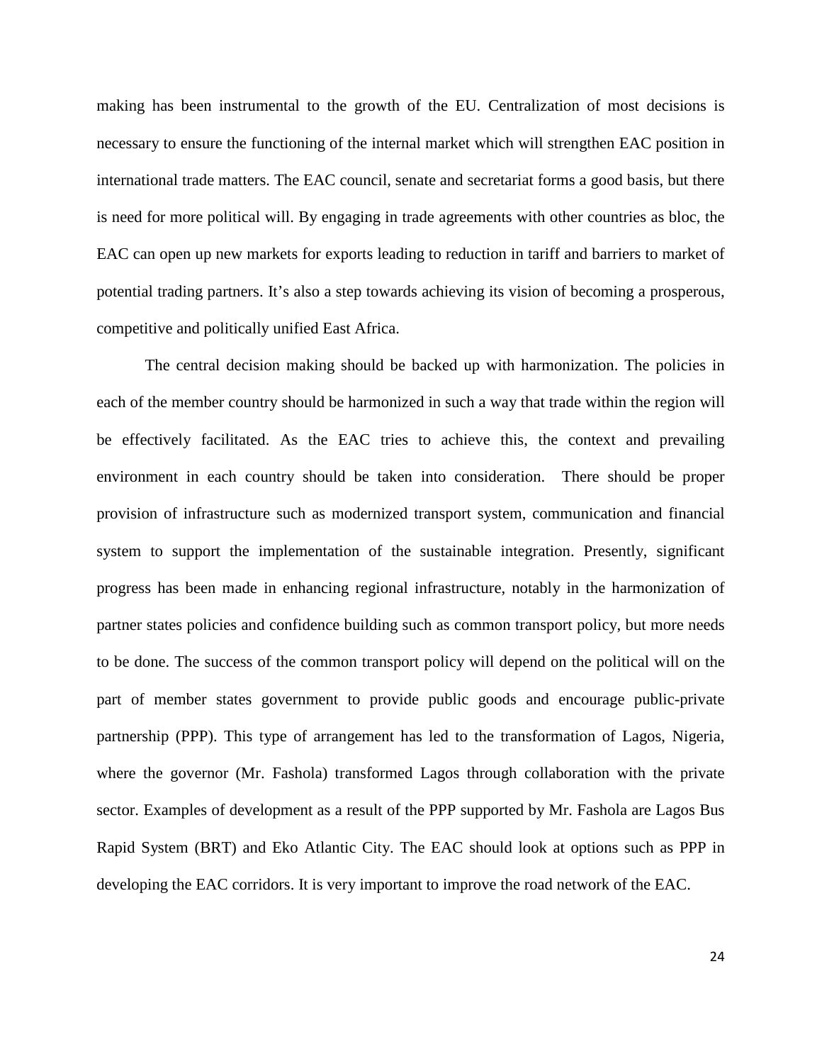making has been instrumental to the growth of the EU. Centralization of most decisions is necessary to ensure the functioning of the internal market which will strengthen EAC position in international trade matters. The EAC council, senate and secretariat forms a good basis, but there is need for more political will. By engaging in trade agreements with other countries as bloc, the EAC can open up new markets for exports leading to reduction in tariff and barriers to market of potential trading partners. It's also a step towards achieving its vision of becoming a prosperous, competitive and politically unified East Africa.

The central decision making should be backed up with harmonization. The policies in each of the member country should be harmonized in such a way that trade within the region will be effectively facilitated. As the EAC tries to achieve this, the context and prevailing environment in each country should be taken into consideration. There should be proper provision of infrastructure such as modernized transport system, communication and financial system to support the implementation of the sustainable integration. Presently, significant progress has been made in enhancing regional infrastructure, notably in the harmonization of partner states policies and confidence building such as common transport policy, but more needs to be done. The success of the common transport policy will depend on the political will on the part of member states government to provide public goods and encourage public-private partnership (PPP). This type of arrangement has led to the transformation of Lagos, Nigeria, where the governor (Mr. Fashola) transformed Lagos through collaboration with the private sector. Examples of development as a result of the PPP supported by Mr. Fashola are Lagos Bus Rapid System (BRT) and Eko Atlantic City. The EAC should look at options such as PPP in developing the EAC corridors. It is very important to improve the road network of the EAC.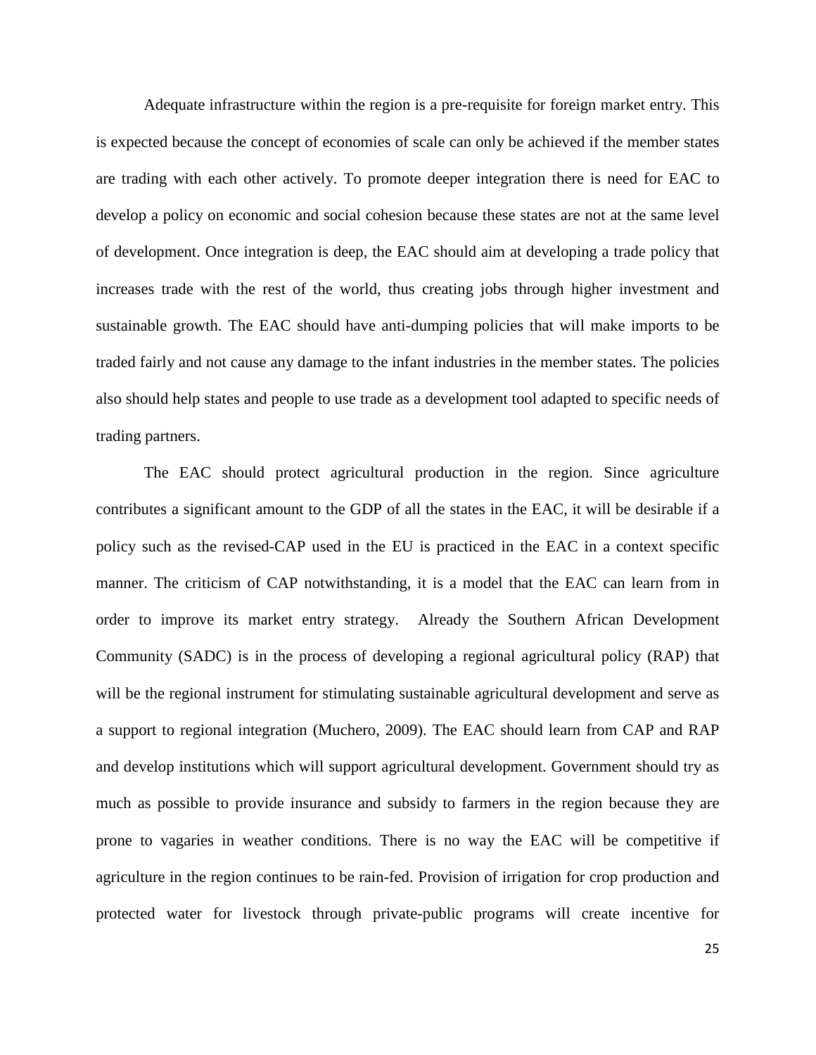Adequate infrastructure within the region is a pre-requisite for foreign market entry. This is expected because the concept of economies of scale can only be achieved if the member states are trading with each other actively. To promote deeper integration there is need for EAC to develop a policy on economic and social cohesion because these states are not at the same level of development. Once integration is deep, the EAC should aim at developing a trade policy that increases trade with the rest of the world, thus creating jobs through higher investment and sustainable growth. The EAC should have anti-dumping policies that will make imports to be traded fairly and not cause any damage to the infant industries in the member states. The policies also should help states and people to use trade as a development tool adapted to specific needs of trading partners.

The EAC should protect agricultural production in the region. Since agriculture contributes a significant amount to the GDP of all the states in the EAC, it will be desirable if a policy such as the revised-CAP used in the EU is practiced in the EAC in a context specific manner. The criticism of CAP notwithstanding, it is a model that the EAC can learn from in order to improve its market entry strategy. Already the Southern African Development Community (SADC) is in the process of developing a regional agricultural policy (RAP) that will be the regional instrument for stimulating sustainable agricultural development and serve as a support to regional integration (Muchero, 2009). The EAC should learn from CAP and RAP and develop institutions which will support agricultural development. Government should try as much as possible to provide insurance and subsidy to farmers in the region because they are prone to vagaries in weather conditions. There is no way the EAC will be competitive if agriculture in the region continues to be rain-fed. Provision of irrigation for crop production and protected water for livestock through private-public programs will create incentive for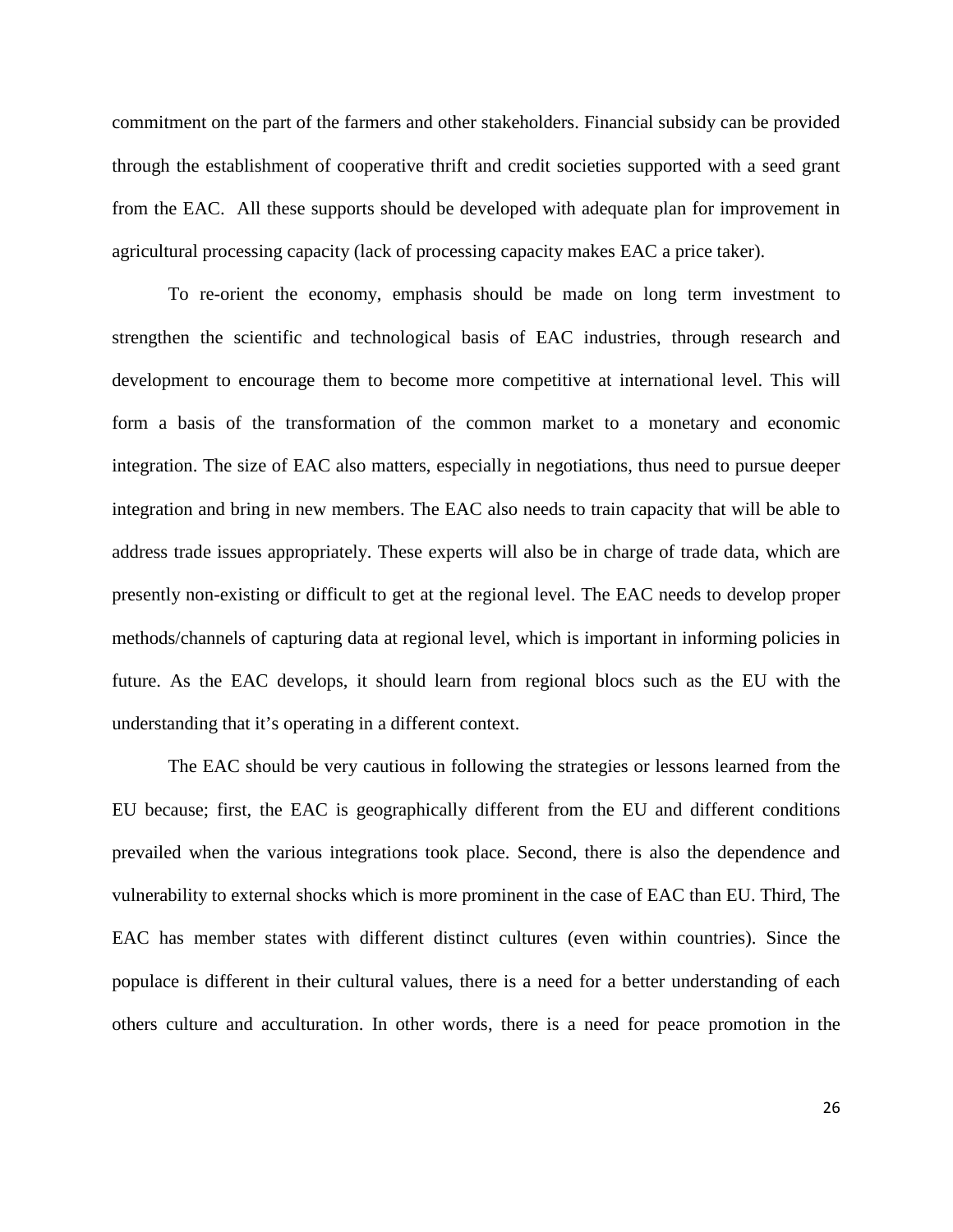commitment on the part of the farmers and other stakeholders. Financial subsidy can be provided through the establishment of cooperative thrift and credit societies supported with a seed grant from the EAC. All these supports should be developed with adequate plan for improvement in agricultural processing capacity (lack of processing capacity makes EAC a price taker).

To re-orient the economy, emphasis should be made on long term investment to strengthen the scientific and technological basis of EAC industries, through research and development to encourage them to become more competitive at international level. This will form a basis of the transformation of the common market to a monetary and economic integration. The size of EAC also matters, especially in negotiations, thus need to pursue deeper integration and bring in new members. The EAC also needs to train capacity that will be able to address trade issues appropriately. These experts will also be in charge of trade data, which are presently non-existing or difficult to get at the regional level. The EAC needs to develop proper methods/channels of capturing data at regional level, which is important in informing policies in future. As the EAC develops, it should learn from regional blocs such as the EU with the understanding that it's operating in a different context.

The EAC should be very cautious in following the strategies or lessons learned from the EU because; first, the EAC is geographically different from the EU and different conditions prevailed when the various integrations took place. Second, there is also the dependence and vulnerability to external shocks which is more prominent in the case of EAC than EU. Third, The EAC has member states with different distinct cultures (even within countries). Since the populace is different in their cultural values, there is a need for a better understanding of each others culture and acculturation. In other words, there is a need for peace promotion in the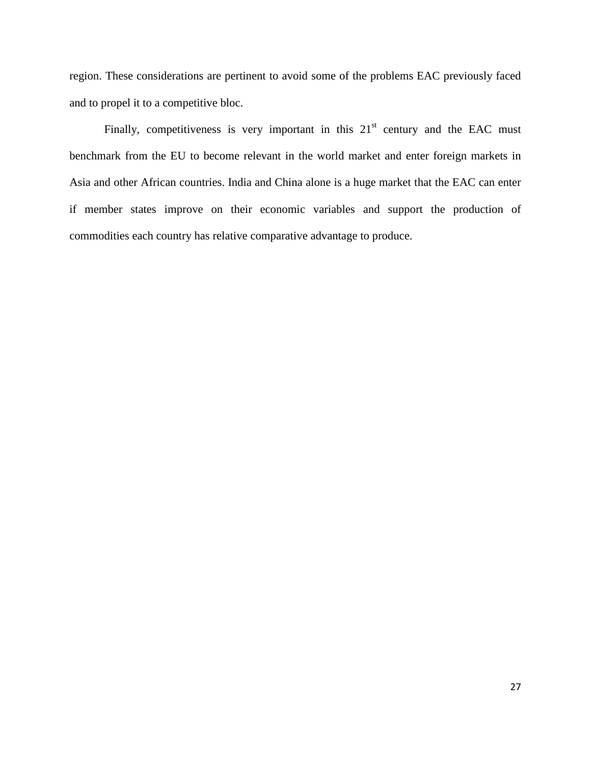region. These considerations are pertinent to avoid some of the problems EAC previously faced and to propel it to a competitive bloc.

Finally, competitiveness is very important in this 21st century and the EAC must benchmark from the EU to become relevant in the world market and enter foreign markets in Asia and other African countries. India and China alone is a huge market that the EAC can enter if member states improve on their economic variables and support the production of commodities each country has relative comparative advantage to produce.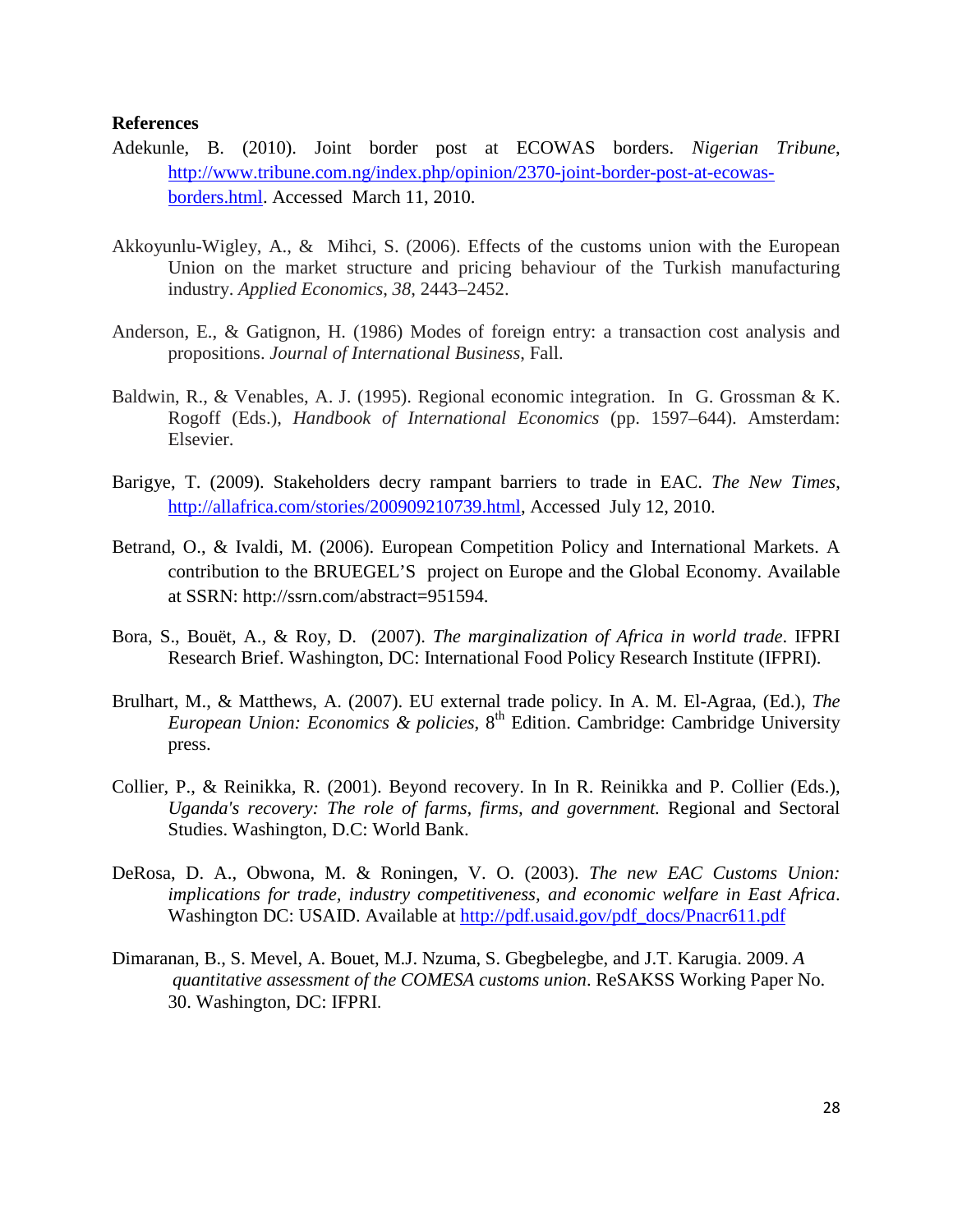**References**

Adekunle, B. (2010). Joint border post at ECOWAS borders. *Nigerian Tribune*, http://www.tribune.com.ng/index.php/opinion/2370-joint-border-post-at-ecowas-borders.html. Accessed March 11, 2010.

Akkoyunlu-Wigley, A., & Mihci, S. (2006). Effects of the customs union with the European Union on the market structure and pricing behaviour of the Turkish manufacturing industry. *Applied Economics*, *38*, 2443–2452.

Anderson, E., & Gatignon, H. (1986) Modes of foreign entry: a transaction cost analysis and propositions. *Journal of International Business*, Fall.

Baldwin, R., & Venables, A. J. (1995). Regional economic integration. In G. Grossman & K. Rogoff (Eds.), *Handbook of International Economics* (pp. 1597–644). Amsterdam: Elsevier.

Barigye, T. (2009). Stakeholders decry rampant barriers to trade in EAC. *The New Times*, http://allafrica.com/stories/200909210739.html, Accessed July 12, 2010.

Betrand, O., & Ivaldi, M. (2006). European Competition Policy and International Markets. A contribution to the BRUEGEL'S project on Europe and the Global Economy. Available at SSRN: http://ssrn.com/abstract=951594.

Bora, S., Bouët, A., & Roy, D. (2007). *The marginalization of Africa in world trade*. IFPRI Research Brief. Washington, DC: International Food Policy Research Institute (IFPRI).

Brulhart, M., & Matthews, A. (2007). EU external trade policy. In A. M. El-Agraa, (Ed.), *The European Union: Economics & policies*, 8th Edition. Cambridge: Cambridge University press.

Collier, P., & Reinikka, R. (2001). Beyond recovery. In In R. Reinikka and P. Collier (Eds.), *Uganda's recovery: The role of farms, firms, and government.* Regional and Sectoral Studies. Washington, D.C: World Bank.

DeRosa, D. A., Obwona, M. & Roningen, V. O. (2003). *The new EAC Customs Union: implications for trade, industry competitiveness, and economic welfare in East Africa*. Washington DC: USAID. Available at http://pdf.usaid.gov/pdf_docs/Pnacr611.pdf

Dimaranan, B., S. Mevel, A. Bouet, M.J. Nzuma, S. Gbegbelegbe, and J.T. Karugia. 2009. *A quantitative assessment of the COMESA customs union*. ReSAKSS Working Paper No. 30. Washington, DC: IFPRI.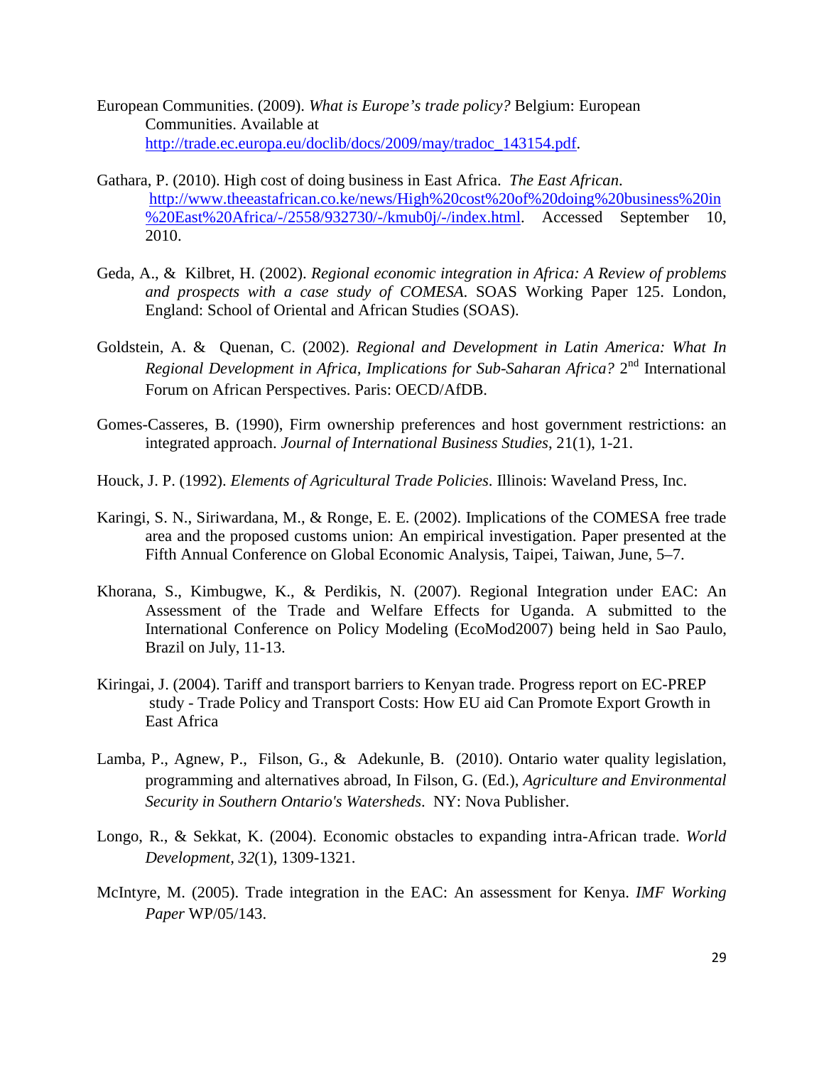European Communities. (2009). *What is Europe's trade policy?* Belgium: European Communities. Available at http://trade.ec.europa.eu/doclib/docs/2009/may/tradoc_143154.pdf.

Gathara, P. (2010). High cost of doing business in East Africa. *The East African*. http://www.theeastafrican.co.ke/news/High%20cost%20of%20doing%20business%20in%20East%20Africa/-/2558/932730/-/kmub0j/-/index.html. Accessed September 10, 2010.

Geda, A., & Kilbret, H. (2002). *Regional economic integration in Africa: A Review of problems and prospects with a case study of COMESA.* SOAS Working Paper 125. London, England: School of Oriental and African Studies (SOAS).

Goldstein, A. & Quenan, C. (2002). *Regional and Development in Latin America: What In Regional Development in Africa, Implications for Sub-Saharan Africa?* 2nd International Forum on African Perspectives. Paris: OECD/AfDB.

Gomes-Casseres, B. (1990), Firm ownership preferences and host government restrictions: an integrated approach. *Journal of International Business Studies*, 21(1), 1-21.

Houck, J. P. (1992). *Elements of Agricultural Trade Policies*. Illinois: Waveland Press, Inc.

Karingi, S. N., Siriwardana, M., & Ronge, E. E. (2002). Implications of the COMESA free trade area and the proposed customs union: An empirical investigation. Paper presented at the Fifth Annual Conference on Global Economic Analysis, Taipei, Taiwan, June, 5–7.

Khorana, S., Kimbugwe, K., & Perdikis, N. (2007). Regional Integration under EAC: An Assessment of the Trade and Welfare Effects for Uganda. A submitted to the International Conference on Policy Modeling (EcoMod2007) being held in Sao Paulo, Brazil on July, 11-13.

Kiringai, J. (2004). Tariff and transport barriers to Kenyan trade. Progress report on EC-PREP study - Trade Policy and Transport Costs: How EU aid Can Promote Export Growth in East Africa

Lamba, P., Agnew, P., Filson, G., & Adekunle, B. (2010). Ontario water quality legislation, programming and alternatives abroad, In Filson, G. (Ed.), *Agriculture and Environmental Security in Southern Ontario's Watersheds*. NY: Nova Publisher.

Longo, R., & Sekkat, K. (2004). Economic obstacles to expanding intra-African trade. *World Development, 32*(1), 1309-1321.

McIntyre, M. (2005). Trade integration in the EAC: An assessment for Kenya. *IMF Working Paper* WP/05/143.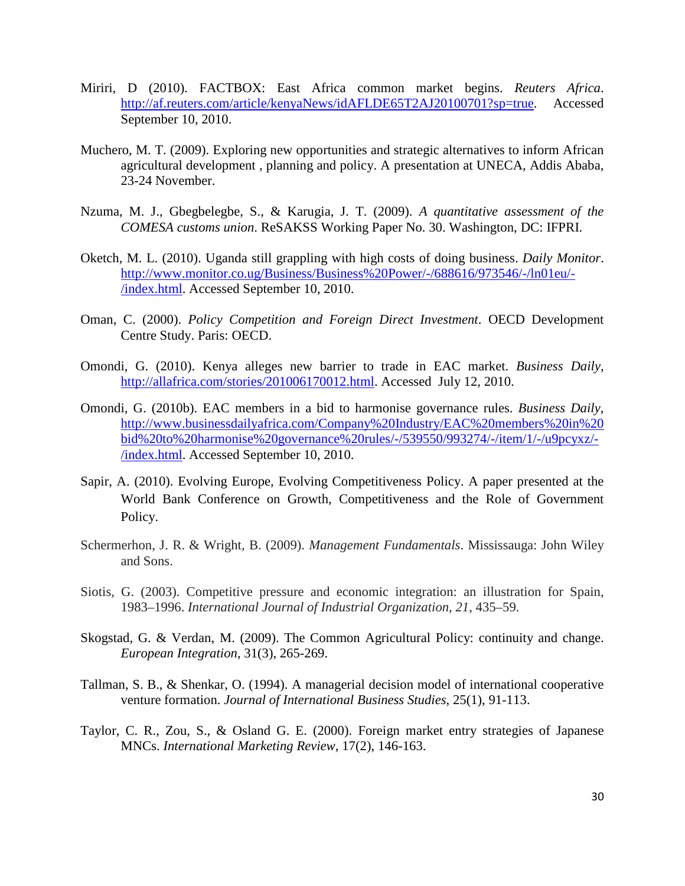Miriri, D (2010). FACTBOX: East Africa common market begins. *Reuters Africa*. http://af.reuters.com/article/kenyaNews/idAFLDE65T2AJ20100701?sp=true. Accessed September 10, 2010.

Muchero, M. T. (2009). Exploring new opportunities and strategic alternatives to inform African agricultural development , planning and policy. A presentation at UNECA, Addis Ababa, 23-24 November.

Nzuma, M. J., Gbegbelegbe, S., & Karugia, J. T. (2009). *A quantitative assessment of the COMESA customs union*. ReSAKSS Working Paper No. 30. Washington, DC: IFPRI.

Oketch, M. L. (2010). Uganda still grappling with high costs of doing business. *Daily Monitor*. http://www.monitor.co.ug/Business/Business%20Power/-/688616/973546/-/ln01eu/-/index.html. Accessed September 10, 2010.

Oman, C. (2000). *Policy Competition and Foreign Direct Investment*. OECD Development Centre Study. Paris: OECD.

Omondi, G. (2010). Kenya alleges new barrier to trade in EAC market. *Business Daily*, http://allafrica.com/stories/201006170012.html. Accessed July 12, 2010.

Omondi, G. (2010b). EAC members in a bid to harmonise governance rules. *Business Daily*, http://www.businessdailyafrica.com/Company%20Industry/EAC%20members%20in%20bid%20to%20harmonise%20governance%20rules/-/539550/993274/-/item/1/-/u9pcyxz/-/index.html. Accessed September 10, 2010.

Sapir, A. (2010). Evolving Europe, Evolving Competitiveness Policy. A paper presented at the World Bank Conference on Growth, Competitiveness and the Role of Government Policy.

Schermerhon, J. R. & Wright, B. (2009). *Management Fundamentals*. Mississauga: John Wiley and Sons.

Siotis, G. (2003). Competitive pressure and economic integration: an illustration for Spain, 1983–1996. *International Journal of Industrial Organization, 21*, 435–59.

Skogstad, G. & Verdan, M. (2009). The Common Agricultural Policy: continuity and change. *European Integration*, 31(3), 265-269.

Tallman, S. B., & Shenkar, O. (1994). A managerial decision model of international cooperative venture formation. *Journal of International Business Studies*, 25(1), 91-113.

Taylor, C. R., Zou, S., & Osland G. E. (2000). Foreign market entry strategies of Japanese MNCs. *International Marketing Review*, 17(2), 146-163.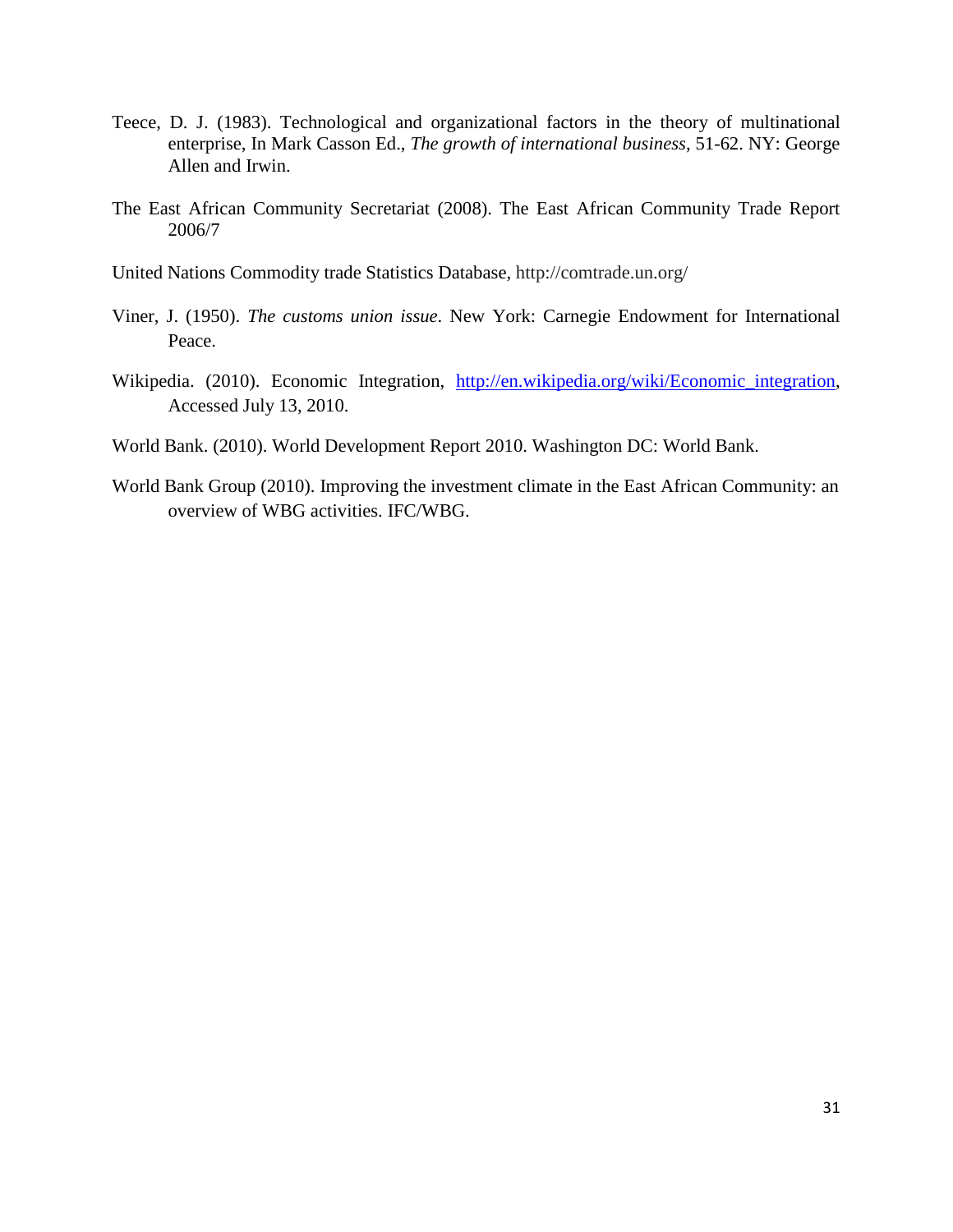Teece, D. J. (1983). Technological and organizational factors in the theory of multinational enterprise, In Mark Casson Ed., *The growth of international business*, 51-62. NY: George Allen and Irwin.

The East African Community Secretariat (2008). The East African Community Trade Report 2006/7

United Nations Commodity trade Statistics Database, http://comtrade.un.org/

Viner, J. (1950). *The customs union issue*. New York: Carnegie Endowment for International Peace.

Wikipedia. (2010). Economic Integration, http://en.wikipedia.org/wiki/Economic_integration, Accessed July 13, 2010.

World Bank. (2010). World Development Report 2010. Washington DC: World Bank.

World Bank Group (2010). Improving the investment climate in the East African Community: an overview of WBG activities. IFC/WBG.